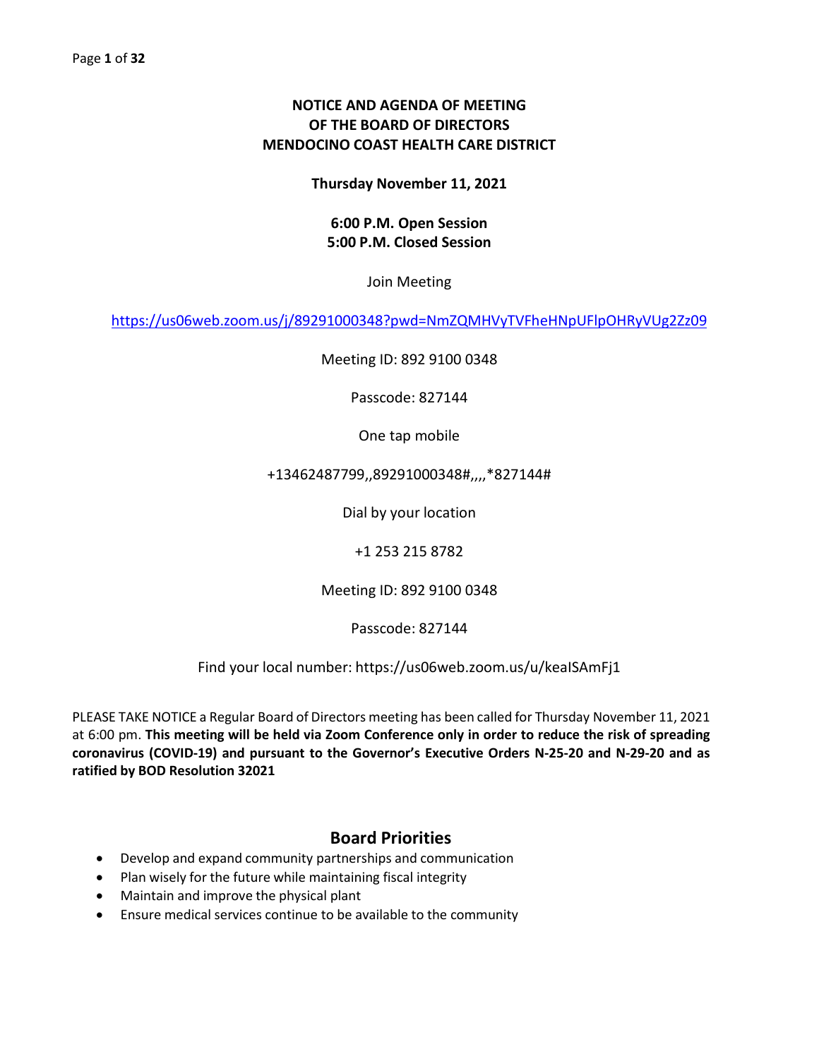**NOTICE AND AGENDA OF MEETING**
**OF THE BOARD OF DIRECTORS**
**MENDOCINO COAST HEALTH CARE DISTRICT**

**Thursday November 11, 2021**

**6:00 P.M. Open Session**
**5:00 P.M. Closed Session**

Join Meeting

https://us06web.zoom.us/j/89291000348?pwd=NmZQMHVyTVFheHNpUFlpOHRyVUg2Zz09

Meeting ID: 892 9100 0348

Passcode: 827144

One tap mobile

+13462487799,,89291000348#,,,,*827144#

Dial by your location

+1 253 215 8782

Meeting ID: 892 9100 0348

Passcode: 827144

Find your local number: https://us06web.zoom.us/u/keaISAmFj1

PLEASE TAKE NOTICE a Regular Board of Directors meeting has been called for Thursday November 11, 2021 at 6:00 pm. **This meeting will be held via Zoom Conference only in order to reduce the risk of spreading coronavirus (COVID-19) and pursuant to the Governor's Executive Orders N-25-20 and N-29-20 and as ratified by BOD Resolution 32021**

## Board Priorities

- Develop and expand community partnerships and communication
- Plan wisely for the future while maintaining fiscal integrity
- Maintain and improve the physical plant
- Ensure medical services continue to be available to the community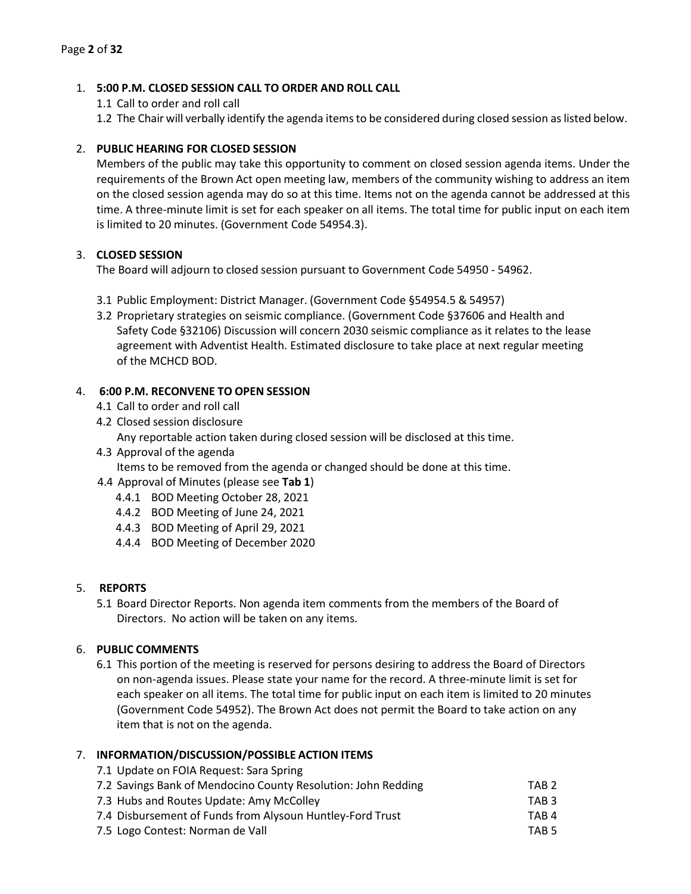1. **5:00 P.M. CLOSED SESSION CALL TO ORDER AND ROLL CALL**
   - 1.1 Call to order and roll call
   - 1.2 The Chair will verbally identify the agenda items to be considered during closed session as listed below.

2. **PUBLIC HEARING FOR CLOSED SESSION**

   Members of the public may take this opportunity to comment on closed session agenda items. Under the requirements of the Brown Act open meeting law, members of the community wishing to address an item on the closed session agenda may do so at this time. Items not on the agenda cannot be addressed at this time. A three-minute limit is set for each speaker on all items. The total time for public input on each item is limited to 20 minutes. (Government Code 54954.3).

3. **CLOSED SESSION**

   The Board will adjourn to closed session pursuant to Government Code 54950 - 54962.

   - 3.1 Public Employment: District Manager. (Government Code §54954.5 & 54957)
   - 3.2 Proprietary strategies on seismic compliance. (Government Code §37606 and Health and Safety Code §32106) Discussion will concern 2030 seismic compliance as it relates to the lease agreement with Adventist Health. Estimated disclosure to take place at next regular meeting of the MCHCD BOD.

4. **6:00 P.M. RECONVENE TO OPEN SESSION**
   - 4.1 Call to order and roll call
   - 4.2 Closed session disclosure

     Any reportable action taken during closed session will be disclosed at this time.
   - 4.3 Approval of the agenda

     Items to be removed from the agenda or changed should be done at this time.
   - 4.4 Approval of Minutes (please see **Tab 1**)
     - 4.4.1 BOD Meeting October 28, 2021
     - 4.4.2 BOD Meeting of June 24, 2021
     - 4.4.3 BOD Meeting of April 29, 2021
     - 4.4.4 BOD Meeting of December 2020

5. **REPORTS**
   - 5.1 Board Director Reports. Non agenda item comments from the members of the Board of Directors. No action will be taken on any items.

6. **PUBLIC COMMENTS**
   - 6.1 This portion of the meeting is reserved for persons desiring to address the Board of Directors on non-agenda issues. Please state your name for the record. A three-minute limit is set for each speaker on all items. The total time for public input on each item is limited to 20 minutes (Government Code 54952). The Brown Act does not permit the Board to take action on any item that is not on the agenda.

7. **INFORMATION/DISCUSSION/POSSIBLE ACTION ITEMS**
   - 7.1 Update on FOIA Request: Sara Spring
   - 7.2 Savings Bank of Mendocino County Resolution: John Redding — TAB 2
   - 7.3 Hubs and Routes Update: Amy McColley — TAB 3
   - 7.4 Disbursement of Funds from Alysoun Huntley-Ford Trust — TAB 4
   - 7.5 Logo Contest: Norman de Vall — TAB 5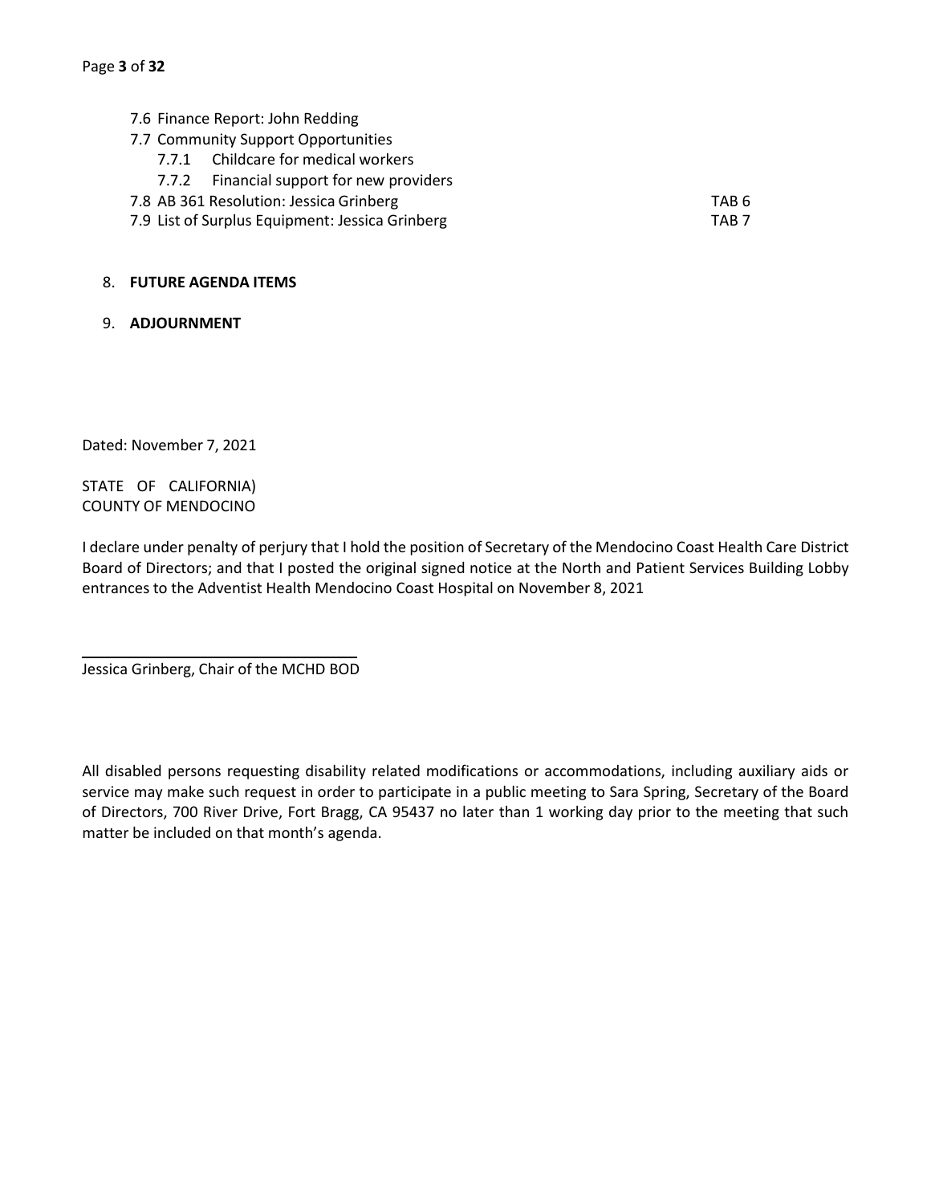- 7.6 Finance Report: John Redding
- 7.7 Community Support Opportunities
    - 7.7.1 Childcare for medical workers
    - 7.7.2 Financial support for new providers
- 7.8 AB 361 Resolution: Jessica Grinberg — TAB 6
- 7.9 List of Surplus Equipment: Jessica Grinberg — TAB 7

8. **FUTURE AGENDA ITEMS**

9. **ADJOURNMENT**

Dated: November 7, 2021

STATE OF CALIFORNIA)
COUNTY OF MENDOCINO

I declare under penalty of perjury that I hold the position of Secretary of the Mendocino Coast Health Care District Board of Directors; and that I posted the original signed notice at the North and Patient Services Building Lobby entrances to the Adventist Health Mendocino Coast Hospital on November 8, 2021

Jessica Grinberg, Chair of the MCHD BOD

All disabled persons requesting disability related modifications or accommodations, including auxiliary aids or service may make such request in order to participate in a public meeting to Sara Spring, Secretary of the Board of Directors, 700 River Drive, Fort Bragg, CA 95437 no later than 1 working day prior to the meeting that such matter be included on that month's agenda.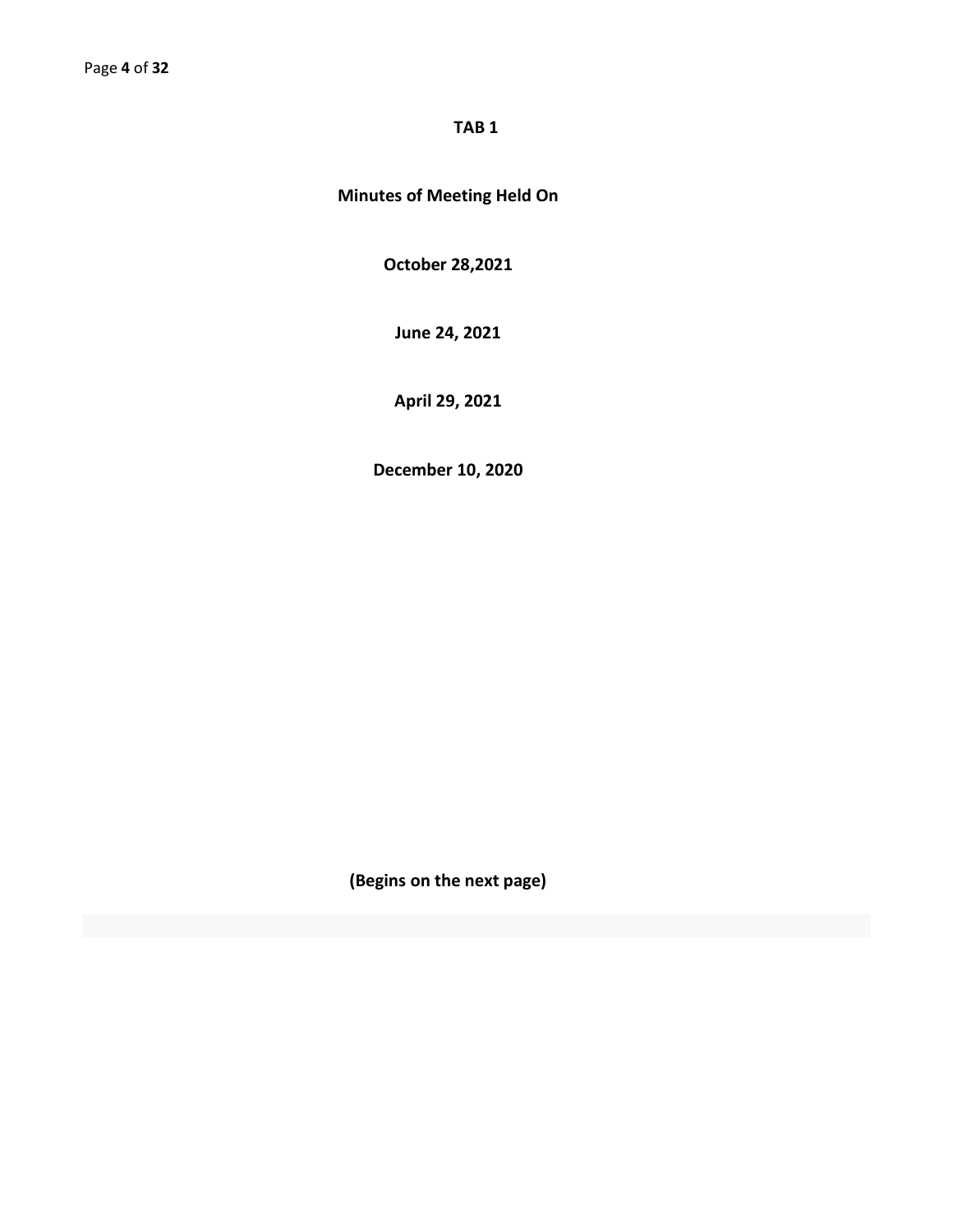**TAB 1**

**Minutes of Meeting Held On**

**October 28,2021**

**June 24, 2021**

**April 29, 2021**

**December 10, 2020**

**(Begins on the next page)**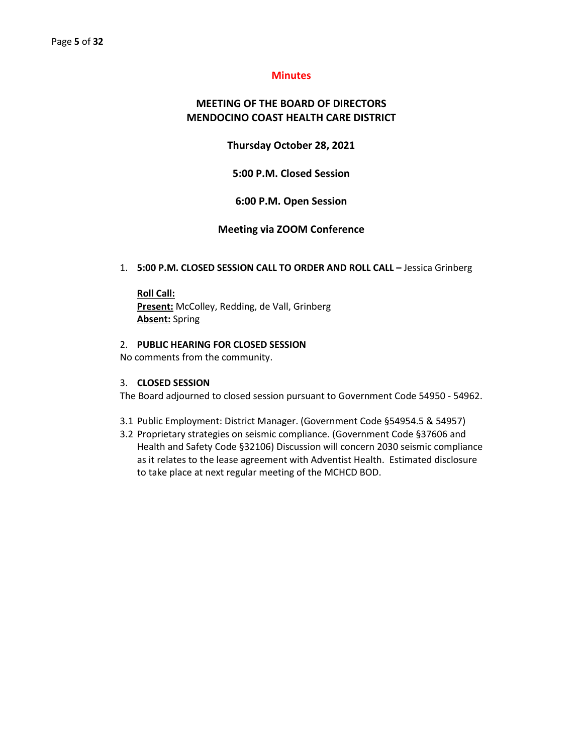# Minutes

## MEETING OF THE BOARD OF DIRECTORS
## MENDOCINO COAST HEALTH CARE DISTRICT

**Thursday October 28, 2021**

**5:00 P.M. Closed Session**

**6:00 P.M. Open Session**

**Meeting via ZOOM Conference**

1. **5:00 P.M. CLOSED SESSION CALL TO ORDER AND ROLL CALL –** Jessica Grinberg

   **Roll Call:**
   **Present:** McColley, Redding, de Vall, Grinberg
   **Absent:** Spring

2. **PUBLIC HEARING FOR CLOSED SESSION**

No comments from the community.

3. **CLOSED SESSION**

The Board adjourned to closed session pursuant to Government Code 54950 - 54962.

3.1 Public Employment: District Manager. (Government Code §54954.5 & 54957)

3.2 Proprietary strategies on seismic compliance. (Government Code §37606 and Health and Safety Code §32106) Discussion will concern 2030 seismic compliance as it relates to the lease agreement with Adventist Health. Estimated disclosure to take place at next regular meeting of the MCHCD BOD.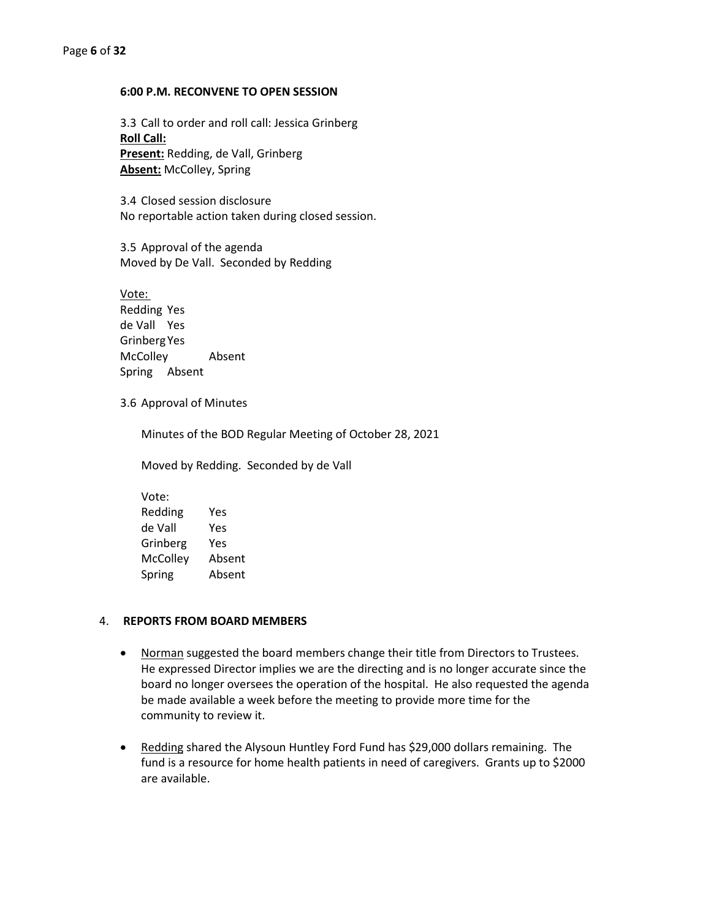**6:00 P.M. RECONVENE TO OPEN SESSION**

3.3 Call to order and roll call: Jessica Grinberg
**Roll Call:**
**Present:** Redding, de Vall, Grinberg
**Absent:** McColley, Spring

3.4 Closed session disclosure
No reportable action taken during closed session.

3.5 Approval of the agenda
Moved by De Vall. Seconded by Redding

Vote:
Redding Yes
de Vall Yes
Grinberg Yes
McColley Absent
Spring Absent

3.6 Approval of Minutes

Minutes of the BOD Regular Meeting of October 28, 2021

Moved by Redding. Seconded by de Vall

Vote:
Redding Yes
de Vall Yes
Grinberg Yes
McColley Absent
Spring Absent

4. **REPORTS FROM BOARD MEMBERS**

- Norman suggested the board members change their title from Directors to Trustees. He expressed Director implies we are the directing and is no longer accurate since the board no longer oversees the operation of the hospital. He also requested the agenda be made available a week before the meeting to provide more time for the community to review it.

- Redding shared the Alysoun Huntley Ford Fund has $29,000 dollars remaining. The fund is a resource for home health patients in need of caregivers. Grants up to $2000 are available.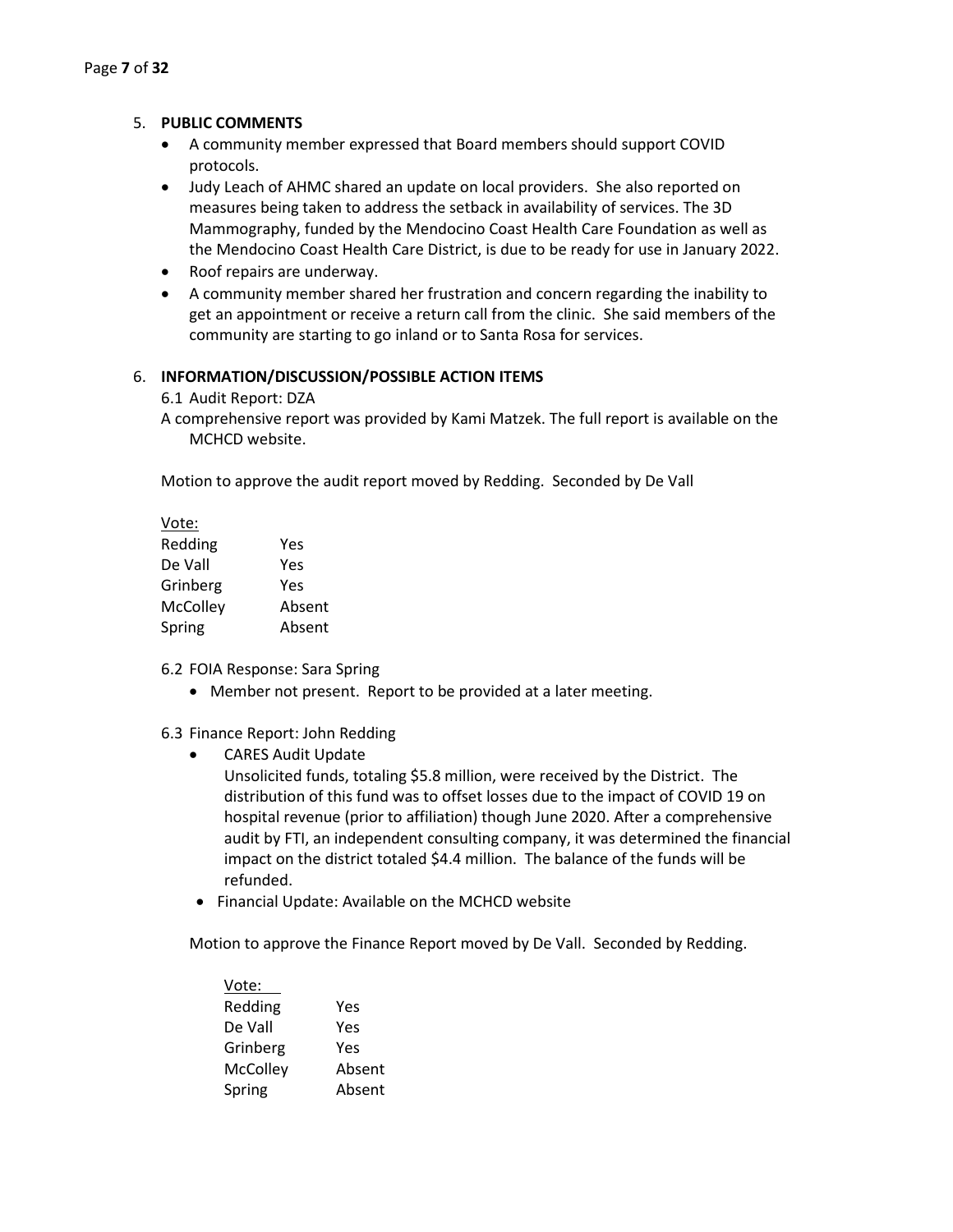5. **PUBLIC COMMENTS**
   - A community member expressed that Board members should support COVID protocols.
   - Judy Leach of AHMC shared an update on local providers. She also reported on measures being taken to address the setback in availability of services. The 3D Mammography, funded by the Mendocino Coast Health Care Foundation as well as the Mendocino Coast Health Care District, is due to be ready for use in January 2022.
   - Roof repairs are underway.
   - A community member shared her frustration and concern regarding the inability to get an appointment or receive a return call from the clinic. She said members of the community are starting to go inland or to Santa Rosa for services.

6. **INFORMATION/DISCUSSION/POSSIBLE ACTION ITEMS**

6.1 Audit Report: DZA

A comprehensive report was provided by Kami Matzek. The full report is available on the MCHCD website.

Motion to approve the audit report moved by Redding. Seconded by De Vall

<u>Vote:</u>

| | |
|---|---|
| Redding | Yes |
| De Vall | Yes |
| Grinberg | Yes |
| McColley | Absent |
| Spring | Absent |

6.2 FOIA Response: Sara Spring

- Member not present. Report to be provided at a later meeting.

6.3 Finance Report: John Redding

- CARES Audit Update

  Unsolicited funds, totaling $5.8 million, were received by the District. The distribution of this fund was to offset losses due to the impact of COVID 19 on hospital revenue (prior to affiliation) though June 2020. After a comprehensive audit by FTI, an independent consulting company, it was determined the financial impact on the district totaled $4.4 million. The balance of the funds will be refunded.
- Financial Update: Available on the MCHCD website

Motion to approve the Finance Report moved by De Vall. Seconded by Redding.

<u>Vote:</u>

| | |
|---|---|
| Redding | Yes |
| De Vall | Yes |
| Grinberg | Yes |
| McColley | Absent |
| Spring | Absent |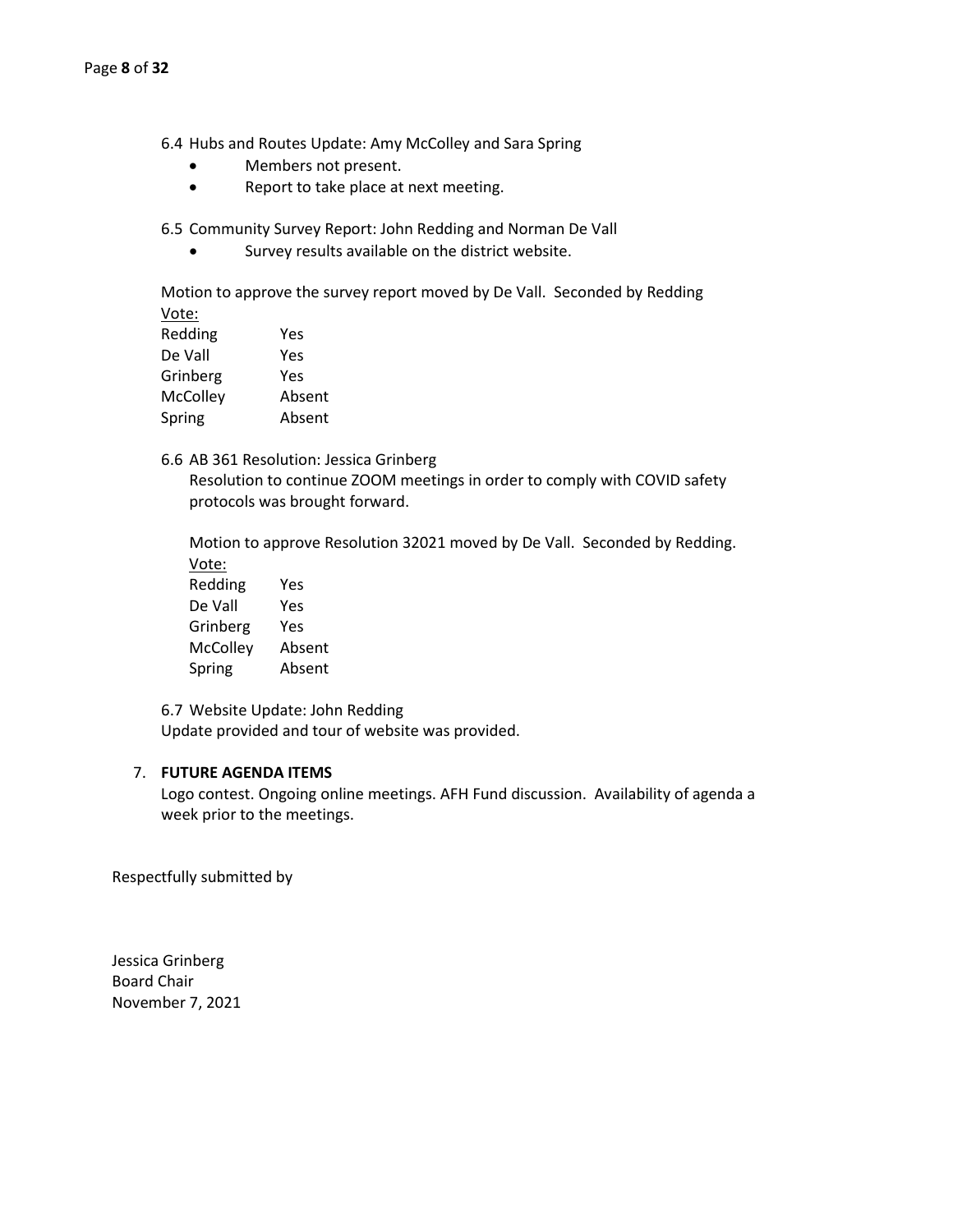6.4 Hubs and Routes Update: Amy McColley and Sara Spring

- Members not present.
- Report to take place at next meeting.

6.5 Community Survey Report: John Redding and Norman De Vall

- Survey results available on the district website.

Motion to approve the survey report moved by De Vall. Seconded by Redding

Vote:

| | |
|---|---|
| Redding | Yes |
| De Vall | Yes |
| Grinberg | Yes |
| McColley | Absent |
| Spring | Absent |

6.6 AB 361 Resolution: Jessica Grinberg

Resolution to continue ZOOM meetings in order to comply with COVID safety protocols was brought forward.

Motion to approve Resolution 32021 moved by De Vall. Seconded by Redding.

Vote:

| | |
|---|---|
| Redding | Yes |
| De Vall | Yes |
| Grinberg | Yes |
| McColley | Absent |
| Spring | Absent |

6.7 Website Update: John Redding

Update provided and tour of website was provided.

7. **FUTURE AGENDA ITEMS**

Logo contest. Ongoing online meetings. AFH Fund discussion. Availability of agenda a week prior to the meetings.

Respectfully submitted by

Jessica Grinberg
Board Chair
November 7, 2021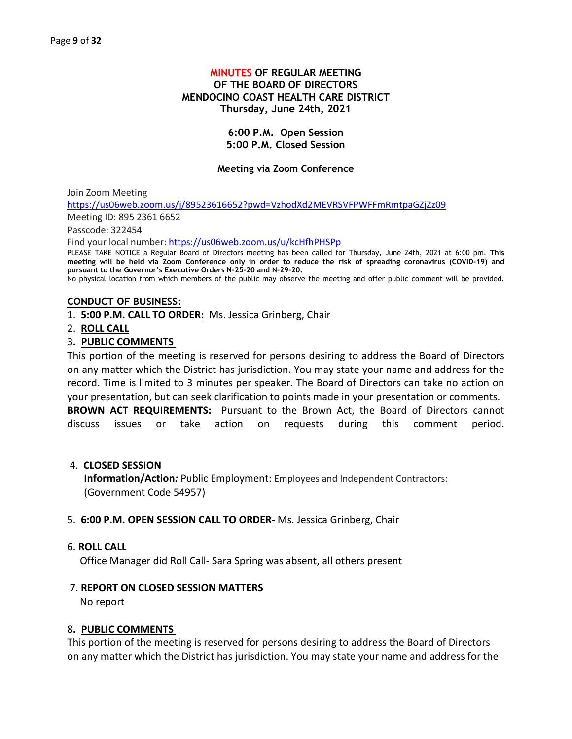# MINUTES OF REGULAR MEETING
# OF THE BOARD OF DIRECTORS
# MENDOCINO COAST HEALTH CARE DISTRICT
## Thursday, June 24th, 2021

**6:00 P.M. Open Session**
**5:00 P.M. Closed Session**

**Meeting via Zoom Conference**

Join Zoom Meeting
https://us06web.zoom.us/j/89523616652?pwd=VzhodXd2MEVRSVFPWFFmRmtpaGZjZz09
Meeting ID: 895 2361 6652
Passcode: 322454
Find your local number: https://us06web.zoom.us/u/kcHfhPHSPp

PLEASE TAKE NOTICE a Regular Board of Directors meeting has been called for Thursday, June 24th, 2021 at 6:00 pm. **This meeting will be held via Zoom Conference only in order to reduce the risk of spreading coronavirus (COVID-19) and pursuant to the Governor's Executive Orders N-25-20 and N-29-20.**
No physical location from which members of the public may observe the meeting and offer public comment will be provided.

**CONDUCT OF BUSINESS:**

1. **5:00 P.M. CALL TO ORDER:** Ms. Jessica Grinberg, Chair
2. **ROLL CALL**
3. **PUBLIC COMMENTS**

This portion of the meeting is reserved for persons desiring to address the Board of Directors on any matter which the District has jurisdiction. You may state your name and address for the record. Time is limited to 3 minutes per speaker. The Board of Directors can take no action on your presentation, but can seek clarification to points made in your presentation or comments.
**BROWN ACT REQUIREMENTS:** Pursuant to the Brown Act, the Board of Directors cannot discuss issues or take action on requests during this comment period.

4. **CLOSED SESSION**
   **Information/Action:** Public Employment: Employees and Independent Contractors: (Government Code 54957)

5. **6:00 P.M. OPEN SESSION CALL TO ORDER-** Ms. Jessica Grinberg, Chair

6. **ROLL CALL**
   Office Manager did Roll Call- Sara Spring was absent, all others present

7. **REPORT ON CLOSED SESSION MATTERS**
   No report

8. **PUBLIC COMMENTS**

This portion of the meeting is reserved for persons desiring to address the Board of Directors on any matter which the District has jurisdiction. You may state your name and address for the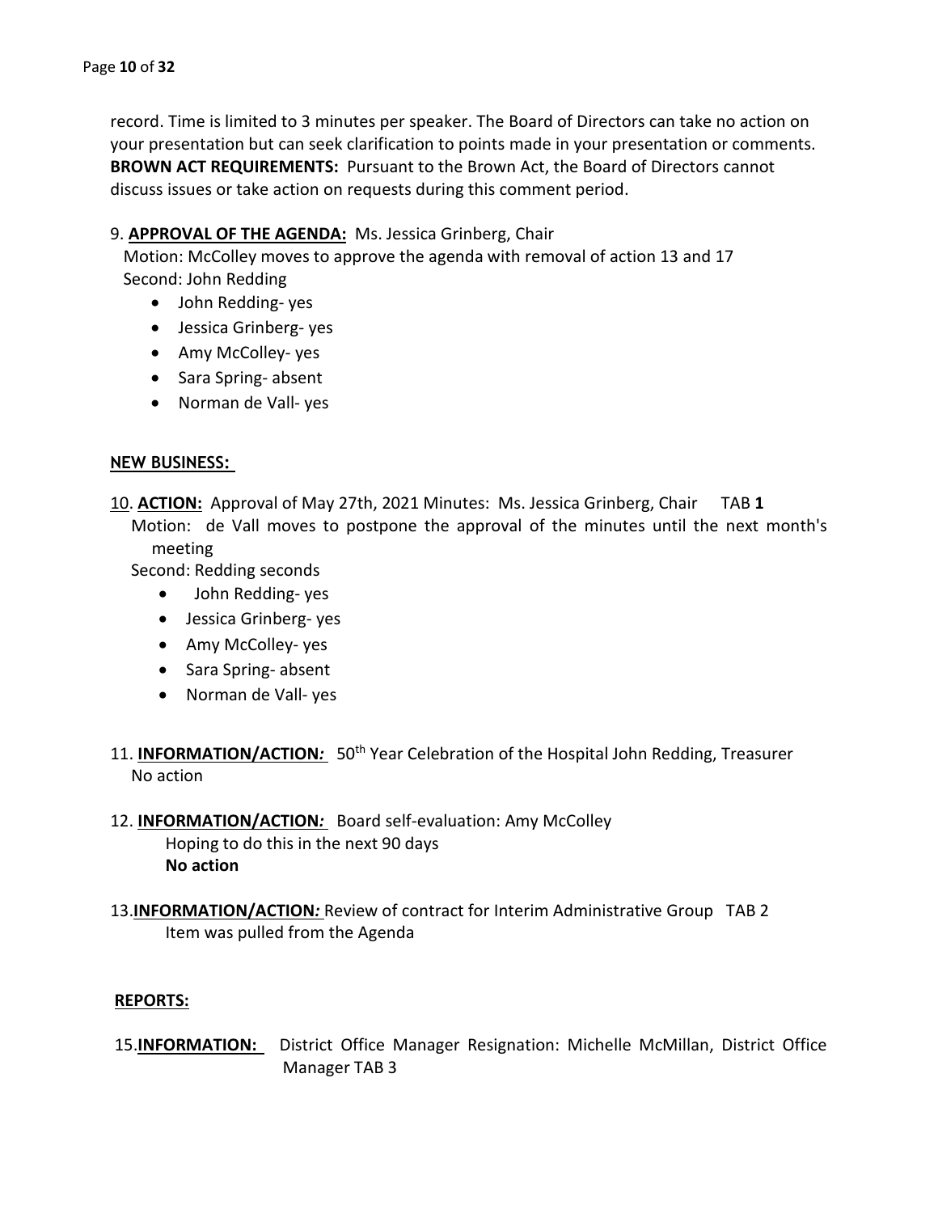record. Time is limited to 3 minutes per speaker. The Board of Directors can take no action on your presentation but can seek clarification to points made in your presentation or comments. **BROWN ACT REQUIREMENTS:** Pursuant to the Brown Act, the Board of Directors cannot discuss issues or take action on requests during this comment period.

9. **APPROVAL OF THE AGENDA:** Ms. Jessica Grinberg, Chair
   Motion: McColley moves to approve the agenda with removal of action 13 and 17
   Second: John Redding
   - John Redding- yes
   - Jessica Grinberg- yes
   - Amy McColley- yes
   - Sara Spring- absent
   - Norman de Vall- yes

**NEW BUSINESS:**

10. **ACTION:** Approval of May 27th, 2021 Minutes: Ms. Jessica Grinberg, Chair TAB **1**
    Motion: de Vall moves to postpone the approval of the minutes until the next month's meeting
    Second: Redding seconds
    - John Redding- yes
    - Jessica Grinberg- yes
    - Amy McColley- yes
    - Sara Spring- absent
    - Norman de Vall- yes

11. **INFORMATION/ACTION:** 50th Year Celebration of the Hospital John Redding, Treasurer
    No action

12. **INFORMATION/ACTION:** Board self-evaluation: Amy McColley
    Hoping to do this in the next 90 days
    **No action**

13. **INFORMATION/ACTION:** Review of contract for Interim Administrative Group TAB 2
    Item was pulled from the Agenda

**REPORTS:**

15. **INFORMATION:** District Office Manager Resignation: Michelle McMillan, District Office Manager TAB 3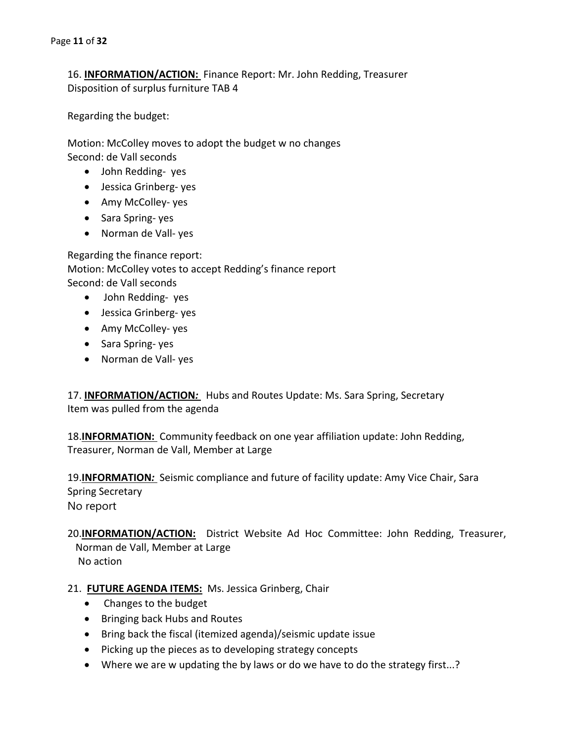16. **INFORMATION/ACTION:** Finance Report: Mr. John Redding, Treasurer
Disposition of surplus furniture TAB 4

Regarding the budget:

Motion: McColley moves to adopt the budget w no changes
Second: de Vall seconds

- John Redding- yes
- Jessica Grinberg- yes
- Amy McColley- yes
- Sara Spring- yes
- Norman de Vall- yes

Regarding the finance report:
Motion: McColley votes to accept Redding's finance report
Second: de Vall seconds

- John Redding- yes
- Jessica Grinberg- yes
- Amy McColley- yes
- Sara Spring- yes
- Norman de Vall- yes

17. **INFORMATION/ACTION:** Hubs and Routes Update: Ms. Sara Spring, Secretary
Item was pulled from the agenda

18. **INFORMATION:** Community feedback on one year affiliation update: John Redding, Treasurer, Norman de Vall, Member at Large

19. **INFORMATION:** Seismic compliance and future of facility update: Amy Vice Chair, Sara Spring Secretary
No report

20. **INFORMATION/ACTION:** District Website Ad Hoc Committee: John Redding, Treasurer, Norman de Vall, Member at Large
No action

21. **FUTURE AGENDA ITEMS:** Ms. Jessica Grinberg, Chair

- Changes to the budget
- Bringing back Hubs and Routes
- Bring back the fiscal (itemized agenda)/seismic update issue
- Picking up the pieces as to developing strategy concepts
- Where we are w updating the by laws or do we have to do the strategy first...?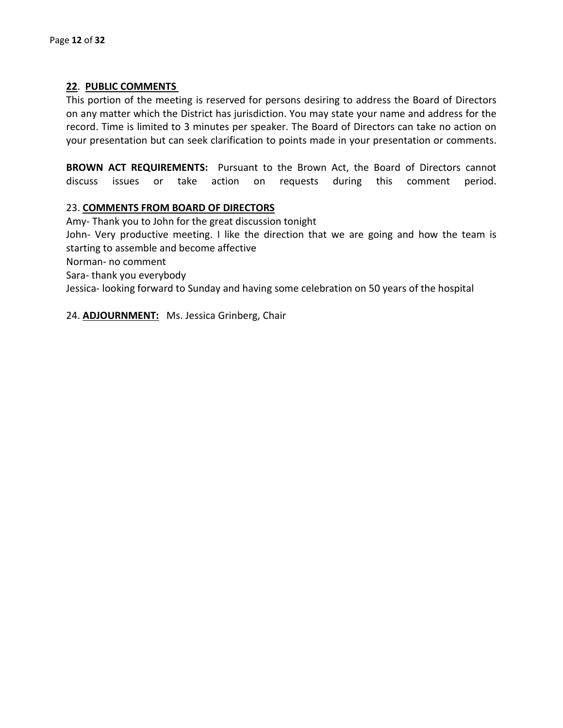**22. PUBLIC COMMENTS**

This portion of the meeting is reserved for persons desiring to address the Board of Directors on any matter which the District has jurisdiction. You may state your name and address for the record. Time is limited to 3 minutes per speaker. The Board of Directors can take no action on your presentation but can seek clarification to points made in your presentation or comments.

**BROWN ACT REQUIREMENTS:** Pursuant to the Brown Act, the Board of Directors cannot discuss issues or take action on requests during this comment period.

23. **COMMENTS FROM BOARD OF DIRECTORS**

Amy- Thank you to John for the great discussion tonight
John- Very productive meeting. I like the direction that we are going and how the team is starting to assemble and become affective
Norman- no comment
Sara- thank you everybody
Jessica- looking forward to Sunday and having some celebration on 50 years of the hospital

24. **ADJOURNMENT:** Ms. Jessica Grinberg, Chair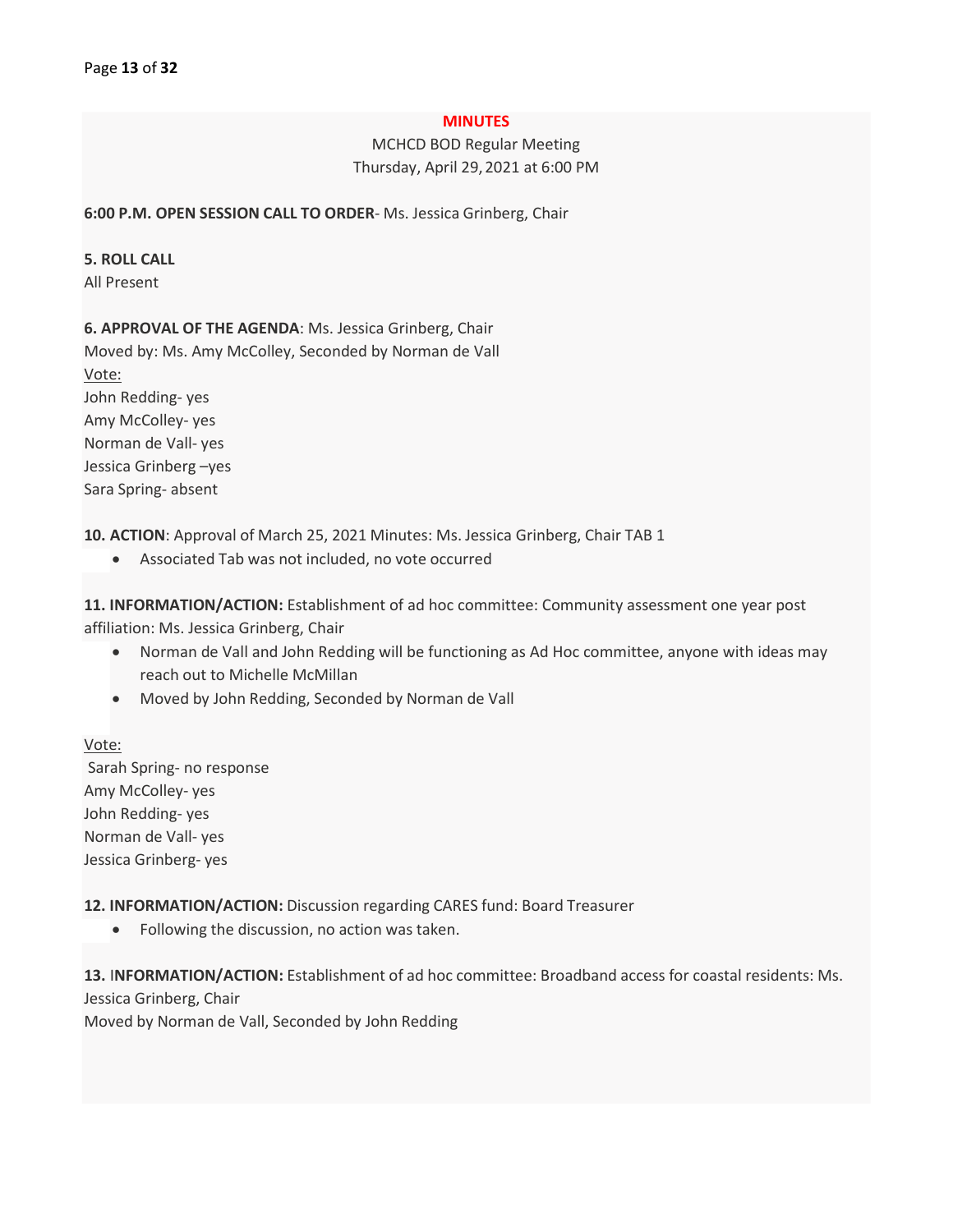**MINUTES**

MCHCD BOD Regular Meeting
Thursday, April 29, 2021 at 6:00 PM

**6:00 P.M. OPEN SESSION CALL TO ORDER**- Ms. Jessica Grinberg, Chair

**5. ROLL CALL**
All Present

**6. APPROVAL OF THE AGENDA**: Ms. Jessica Grinberg, Chair
Moved by: Ms. Amy McColley, Seconded by Norman de Vall
Vote:
John Redding- yes
Amy McColley- yes
Norman de Vall- yes
Jessica Grinberg –yes
Sara Spring- absent

**10. ACTION**: Approval of March 25, 2021 Minutes: Ms. Jessica Grinberg, Chair TAB 1

- Associated Tab was not included, no vote occurred

**11. INFORMATION/ACTION:** Establishment of ad hoc committee: Community assessment one year post affiliation: Ms. Jessica Grinberg, Chair

- Norman de Vall and John Redding will be functioning as Ad Hoc committee, anyone with ideas may reach out to Michelle McMillan
- Moved by John Redding, Seconded by Norman de Vall

Vote:
Sarah Spring- no response
Amy McColley- yes
John Redding- yes
Norman de Vall- yes
Jessica Grinberg- yes

**12. INFORMATION/ACTION:** Discussion regarding CARES fund: Board Treasurer

- Following the discussion, no action was taken.

**13. INFORMATION/ACTION:** Establishment of ad hoc committee: Broadband access for coastal residents: Ms. Jessica Grinberg, Chair
Moved by Norman de Vall, Seconded by John Redding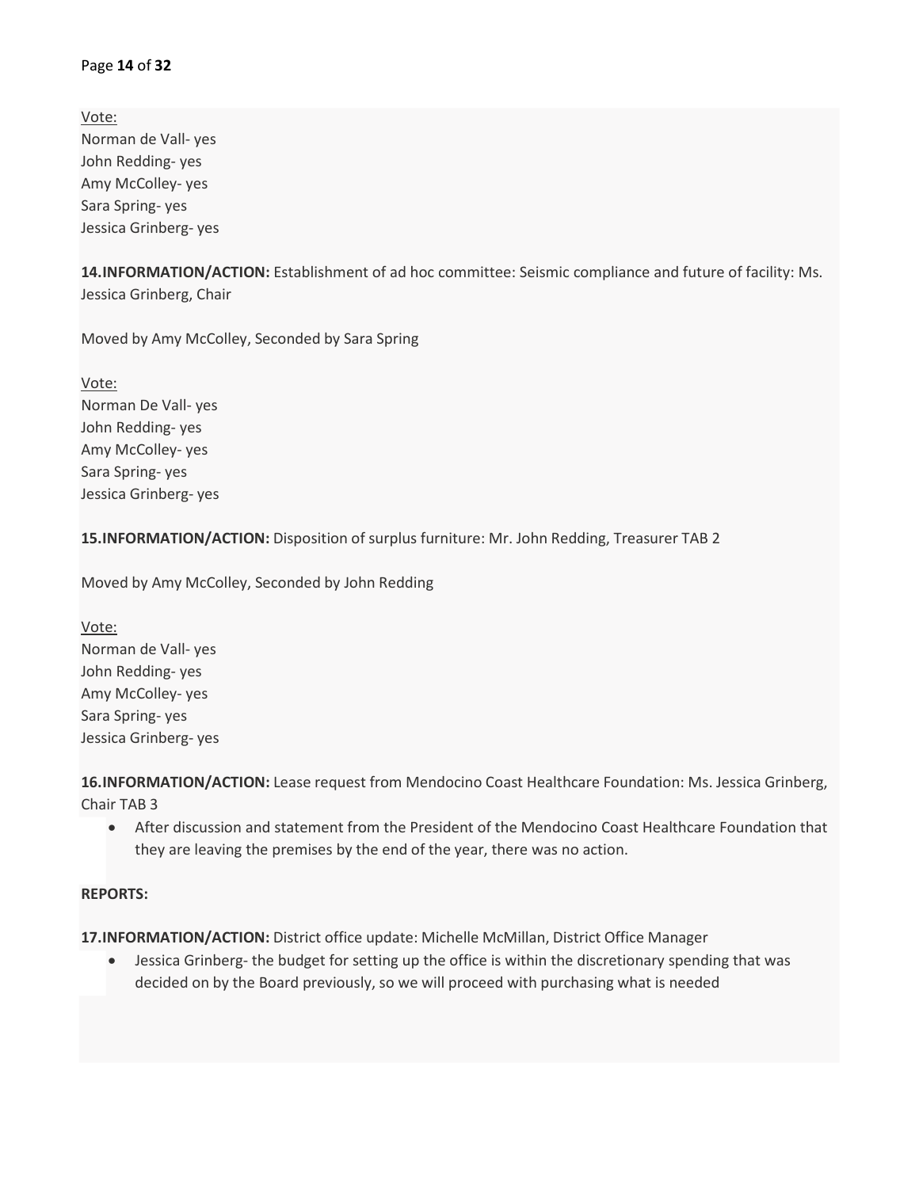Vote:
Norman de Vall- yes
John Redding- yes
Amy McColley- yes
Sara Spring- yes
Jessica Grinberg- yes

**14.INFORMATION/ACTION:** Establishment of ad hoc committee: Seismic compliance and future of facility: Ms. Jessica Grinberg, Chair

Moved by Amy McColley, Seconded by Sara Spring

Vote:
Norman De Vall- yes
John Redding- yes
Amy McColley- yes
Sara Spring- yes
Jessica Grinberg- yes

**15.INFORMATION/ACTION:** Disposition of surplus furniture: Mr. John Redding, Treasurer TAB 2

Moved by Amy McColley, Seconded by John Redding

Vote:
Norman de Vall- yes
John Redding- yes
Amy McColley- yes
Sara Spring- yes
Jessica Grinberg- yes

**16.INFORMATION/ACTION:** Lease request from Mendocino Coast Healthcare Foundation: Ms. Jessica Grinberg, Chair TAB 3

- After discussion and statement from the President of the Mendocino Coast Healthcare Foundation that they are leaving the premises by the end of the year, there was no action.

**REPORTS:**

**17.INFORMATION/ACTION:** District office update: Michelle McMillan, District Office Manager

- Jessica Grinberg- the budget for setting up the office is within the discretionary spending that was decided on by the Board previously, so we will proceed with purchasing what is needed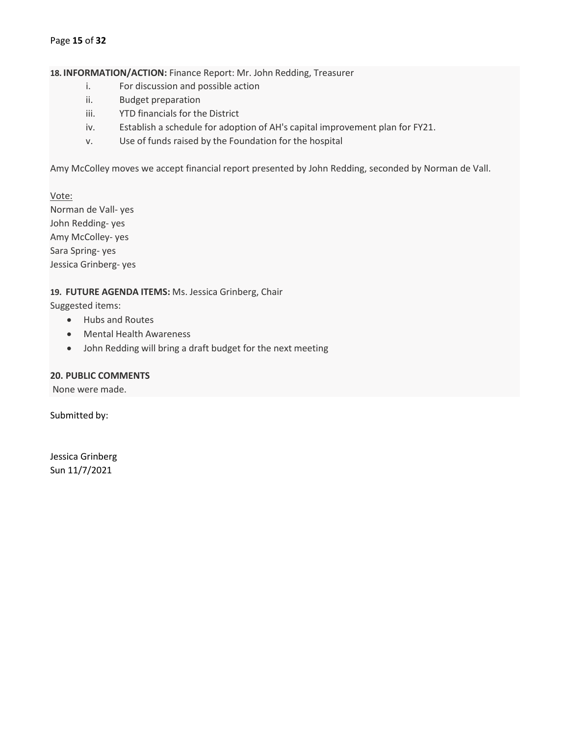**18. INFORMATION/ACTION:** Finance Report: Mr. John Redding, Treasurer

i. For discussion and possible action
ii. Budget preparation
iii. YTD financials for the District
iv. Establish a schedule for adoption of AH's capital improvement plan for FY21.
v. Use of funds raised by the Foundation for the hospital

Amy McColley moves we accept financial report presented by John Redding, seconded by Norman de Vall.

Vote:
Norman de Vall- yes
John Redding- yes
Amy McColley- yes
Sara Spring- yes
Jessica Grinberg- yes

**19. FUTURE AGENDA ITEMS:** Ms. Jessica Grinberg, Chair
Suggested items:

- Hubs and Routes
- Mental Health Awareness
- John Redding will bring a draft budget for the next meeting

**20. PUBLIC COMMENTS**
None were made.

Submitted by:

Jessica Grinberg
Sun 11/7/2021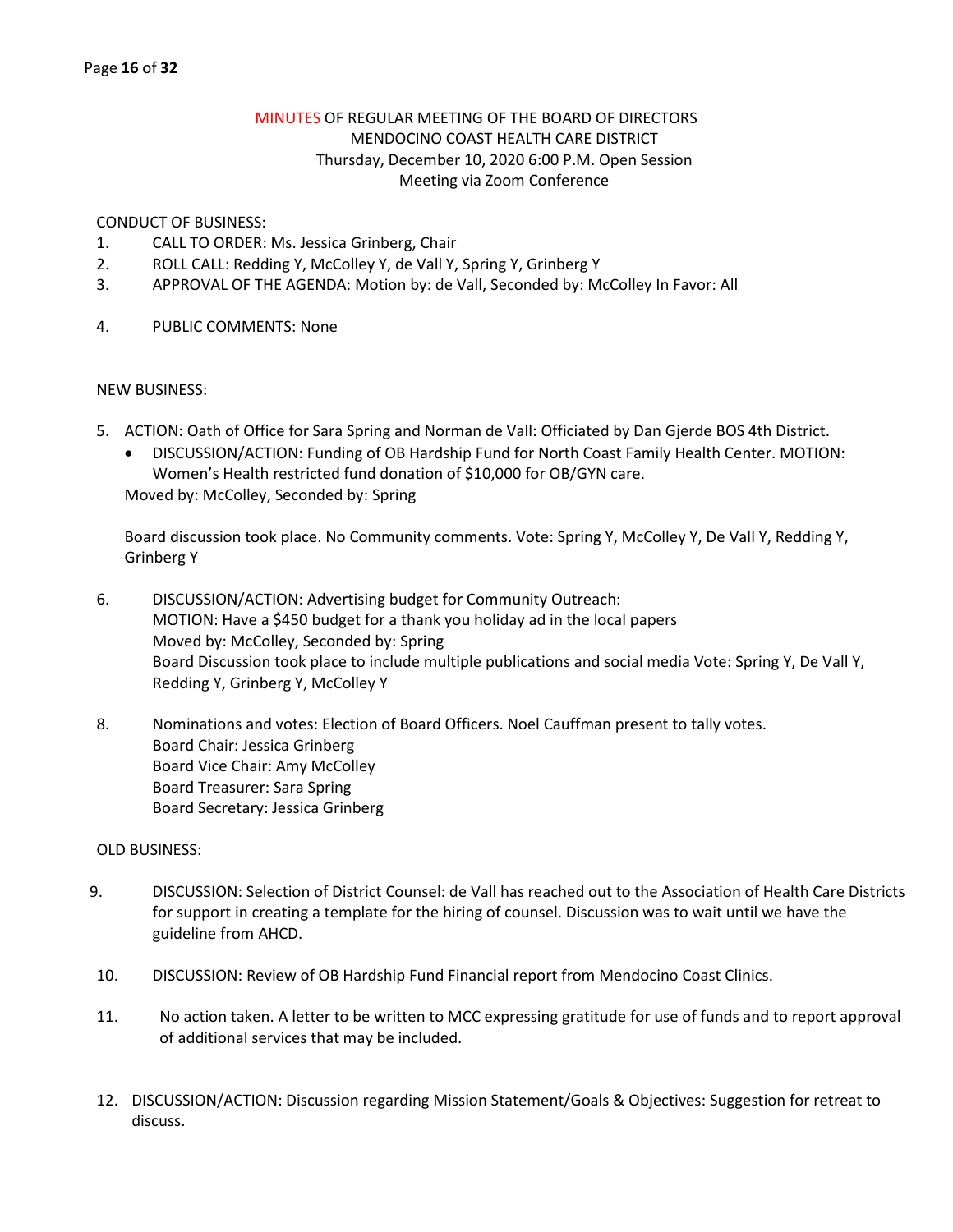MINUTES OF REGULAR MEETING OF THE BOARD OF DIRECTORS
MENDOCINO COAST HEALTH CARE DISTRICT
Thursday, December 10, 2020 6:00 P.M. Open Session
Meeting via Zoom Conference

CONDUCT OF BUSINESS:

1. CALL TO ORDER: Ms. Jessica Grinberg, Chair
2. ROLL CALL: Redding Y, McColley Y, de Vall Y, Spring Y, Grinberg Y
3. APPROVAL OF THE AGENDA: Motion by: de Vall, Seconded by: McColley In Favor: All
4. PUBLIC COMMENTS: None

NEW BUSINESS:

5. ACTION: Oath of Office for Sara Spring and Norman de Vall: Officiated by Dan Gjerde BOS 4th District.
   - DISCUSSION/ACTION: Funding of OB Hardship Fund for North Coast Family Health Center. MOTION: Women's Health restricted fund donation of $10,000 for OB/GYN care.

   Moved by: McColley, Seconded by: Spring

   Board discussion took place. No Community comments. Vote: Spring Y, McColley Y, De Vall Y, Redding Y, Grinberg Y

6. DISCUSSION/ACTION: Advertising budget for Community Outreach:
   MOTION: Have a $450 budget for a thank you holiday ad in the local papers
   Moved by: McColley, Seconded by: Spring
   Board Discussion took place to include multiple publications and social media Vote: Spring Y, De Vall Y, Redding Y, Grinberg Y, McColley Y

8. Nominations and votes: Election of Board Officers. Noel Cauffman present to tally votes.
   Board Chair: Jessica Grinberg
   Board Vice Chair: Amy McColley
   Board Treasurer: Sara Spring
   Board Secretary: Jessica Grinberg

OLD BUSINESS:

9. DISCUSSION: Selection of District Counsel: de Vall has reached out to the Association of Health Care Districts for support in creating a template for the hiring of counsel. Discussion was to wait until we have the guideline from AHCD.

10. DISCUSSION: Review of OB Hardship Fund Financial report from Mendocino Coast Clinics.

11. No action taken. A letter to be written to MCC expressing gratitude for use of funds and to report approval of additional services that may be included.

12. DISCUSSION/ACTION: Discussion regarding Mission Statement/Goals & Objectives: Suggestion for retreat to discuss.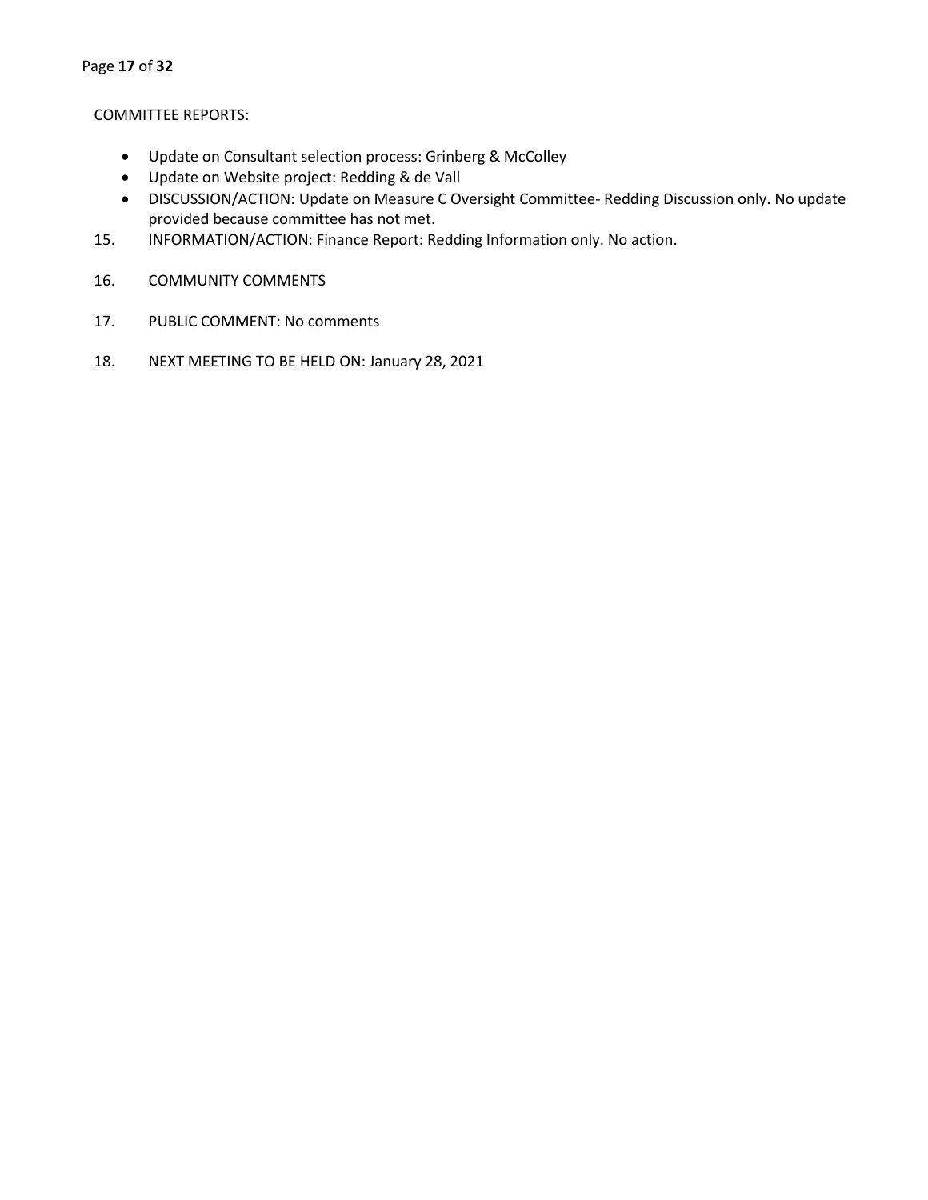COMMITTEE REPORTS:

- Update on Consultant selection process: Grinberg & McColley
- Update on Website project: Redding & de Vall
- DISCUSSION/ACTION: Update on Measure C Oversight Committee- Redding Discussion only. No update provided because committee has not met.

15. INFORMATION/ACTION: Finance Report: Redding Information only. No action.

16. COMMUNITY COMMENTS

17. PUBLIC COMMENT: No comments

18. NEXT MEETING TO BE HELD ON: January 28, 2021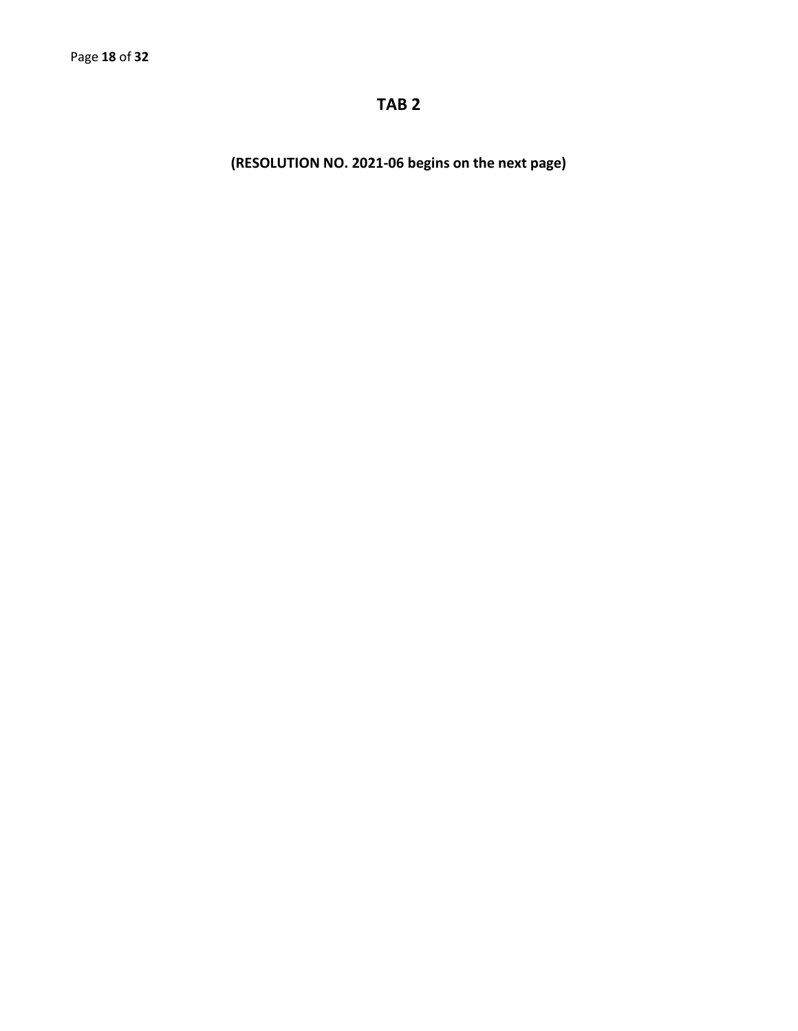# TAB 2

**(RESOLUTION NO. 2021-06 begins on the next page)**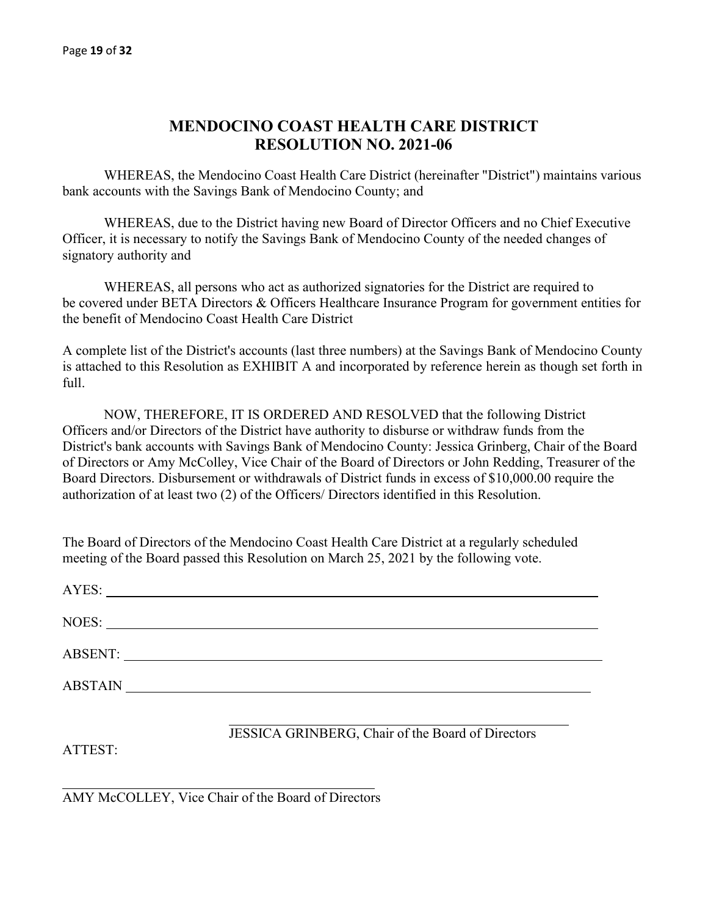# MENDOCINO COAST HEALTH CARE DISTRICT
# RESOLUTION NO. 2021-06

WHEREAS, the Mendocino Coast Health Care District (hereinafter "District") maintains various bank accounts with the Savings Bank of Mendocino County; and

WHEREAS, due to the District having new Board of Director Officers and no Chief Executive Officer, it is necessary to notify the Savings Bank of Mendocino County of the needed changes of signatory authority and

WHEREAS, all persons who act as authorized signatories for the District are required to be covered under BETA Directors & Officers Healthcare Insurance Program for government entities for the benefit of Mendocino Coast Health Care District

A complete list of the District's accounts (last three numbers) at the Savings Bank of Mendocino County is attached to this Resolution as EXHIBIT A and incorporated by reference herein as though set forth in full.

NOW, THEREFORE, IT IS ORDERED AND RESOLVED that the following District Officers and/or Directors of the District have authority to disburse or withdraw funds from the District's bank accounts with Savings Bank of Mendocino County: Jessica Grinberg, Chair of the Board of Directors or Amy McColley, Vice Chair of the Board of Directors or John Redding, Treasurer of the Board Directors. Disbursement or withdrawals of District funds in excess of $10,000.00 require the authorization of at least two (2) of the Officers/ Directors identified in this Resolution.

The Board of Directors of the Mendocino Coast Health Care District at a regularly scheduled meeting of the Board passed this Resolution on March 25, 2021 by the following vote.

AYES: ______________________________

NOES: ______________________________

ABSENT: ______________________________

ABSTAIN ______________________________

______________________________
JESSICA GRINBERG, Chair of the Board of Directors

ATTEST:

______________________________
AMY McCOLLEY, Vice Chair of the Board of Directors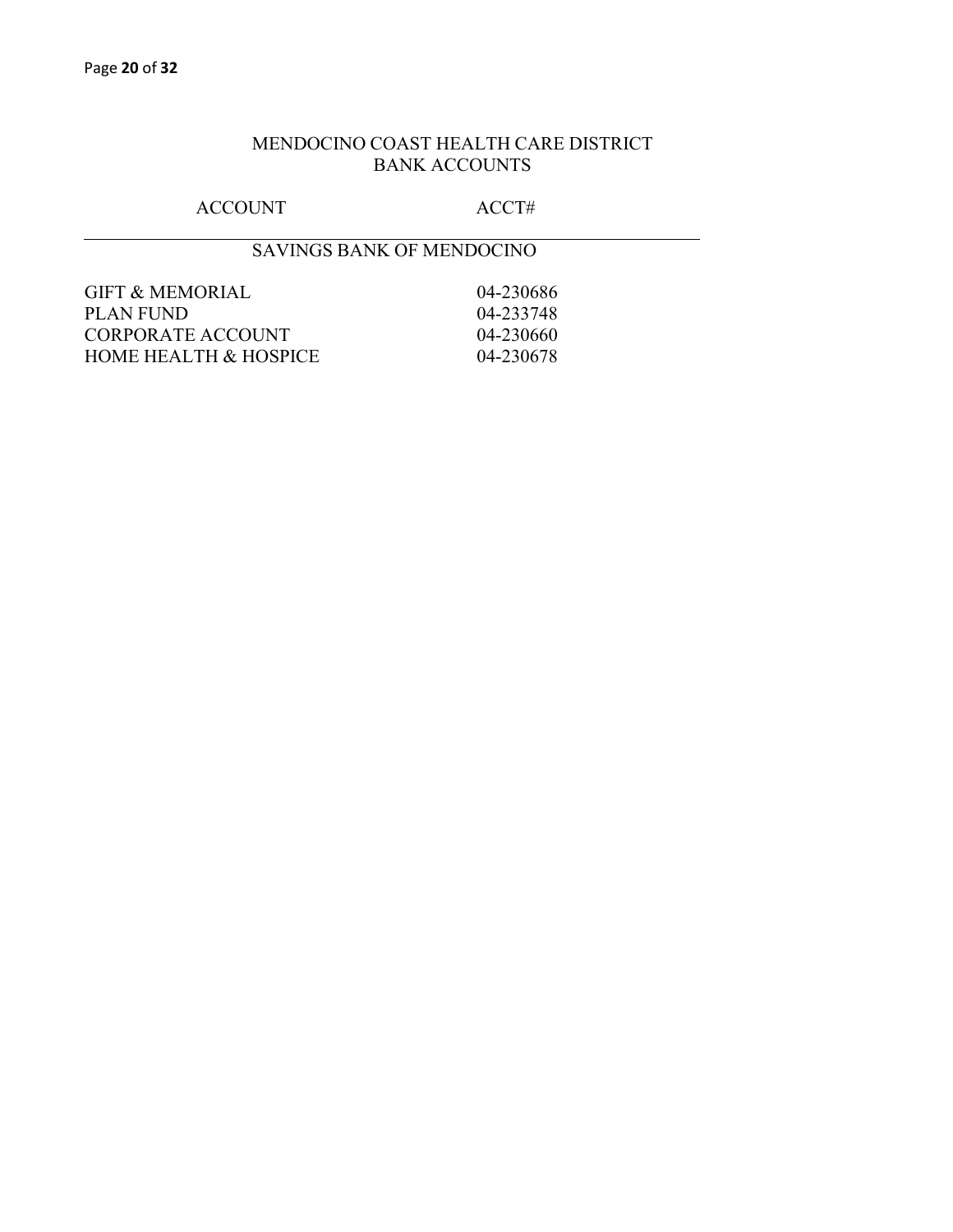# MENDOCINO COAST HEALTH CARE DISTRICT
## BANK ACCOUNTS

| ACCOUNT | ACCT# |
|---|---|
| **SAVINGS BANK OF MENDOCINO** | |
| GIFT & MEMORIAL | 04-230686 |
| PLAN FUND | 04-233748 |
| CORPORATE ACCOUNT | 04-230660 |
| HOME HEALTH & HOSPICE | 04-230678 |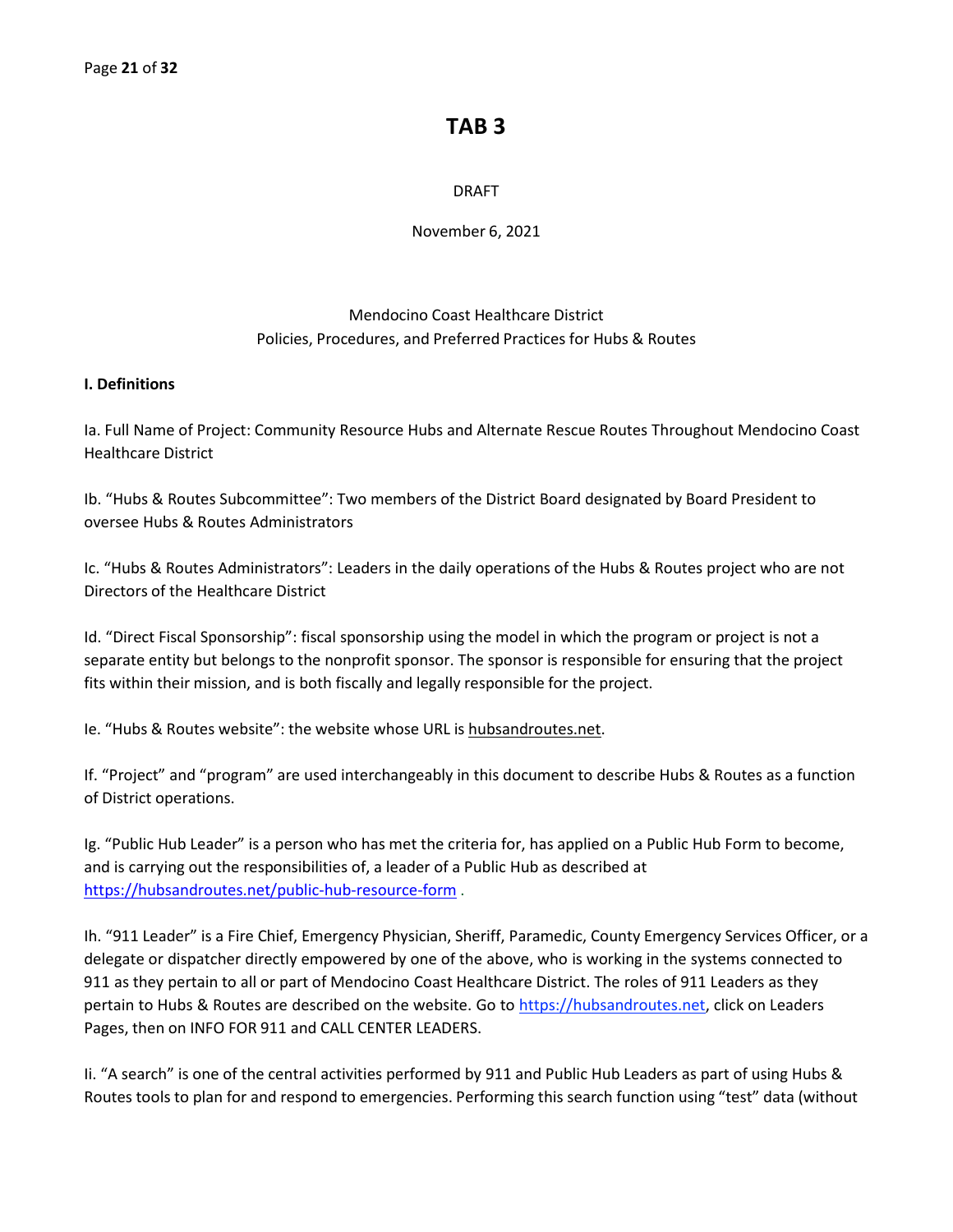# TAB 3

DRAFT

November 6, 2021

Mendocino Coast Healthcare District
Policies, Procedures, and Preferred Practices for Hubs & Routes

**I. Definitions**

Ia. Full Name of Project: Community Resource Hubs and Alternate Rescue Routes Throughout Mendocino Coast Healthcare District

Ib. "Hubs & Routes Subcommittee": Two members of the District Board designated by Board President to oversee Hubs & Routes Administrators

Ic. "Hubs & Routes Administrators": Leaders in the daily operations of the Hubs & Routes project who are not Directors of the Healthcare District

Id. "Direct Fiscal Sponsorship": fiscal sponsorship using the model in which the program or project is not a separate entity but belongs to the nonprofit sponsor. The sponsor is responsible for ensuring that the project fits within their mission, and is both fiscally and legally responsible for the project.

Ie. "Hubs & Routes website": the website whose URL is hubsandroutes.net.

If. "Project" and "program" are used interchangeably in this document to describe Hubs & Routes as a function of District operations.

Ig. "Public Hub Leader" is a person who has met the criteria for, has applied on a Public Hub Form to become, and is carrying out the responsibilities of, a leader of a Public Hub as described at https://hubsandroutes.net/public-hub-resource-form .

Ih. "911 Leader" is a Fire Chief, Emergency Physician, Sheriff, Paramedic, County Emergency Services Officer, or a delegate or dispatcher directly empowered by one of the above, who is working in the systems connected to 911 as they pertain to all or part of Mendocino Coast Healthcare District. The roles of 911 Leaders as they pertain to Hubs & Routes are described on the website. Go to https://hubsandroutes.net, click on Leaders Pages, then on INFO FOR 911 and CALL CENTER LEADERS.

Ii. "A search" is one of the central activities performed by 911 and Public Hub Leaders as part of using Hubs & Routes tools to plan for and respond to emergencies. Performing this search function using "test" data (without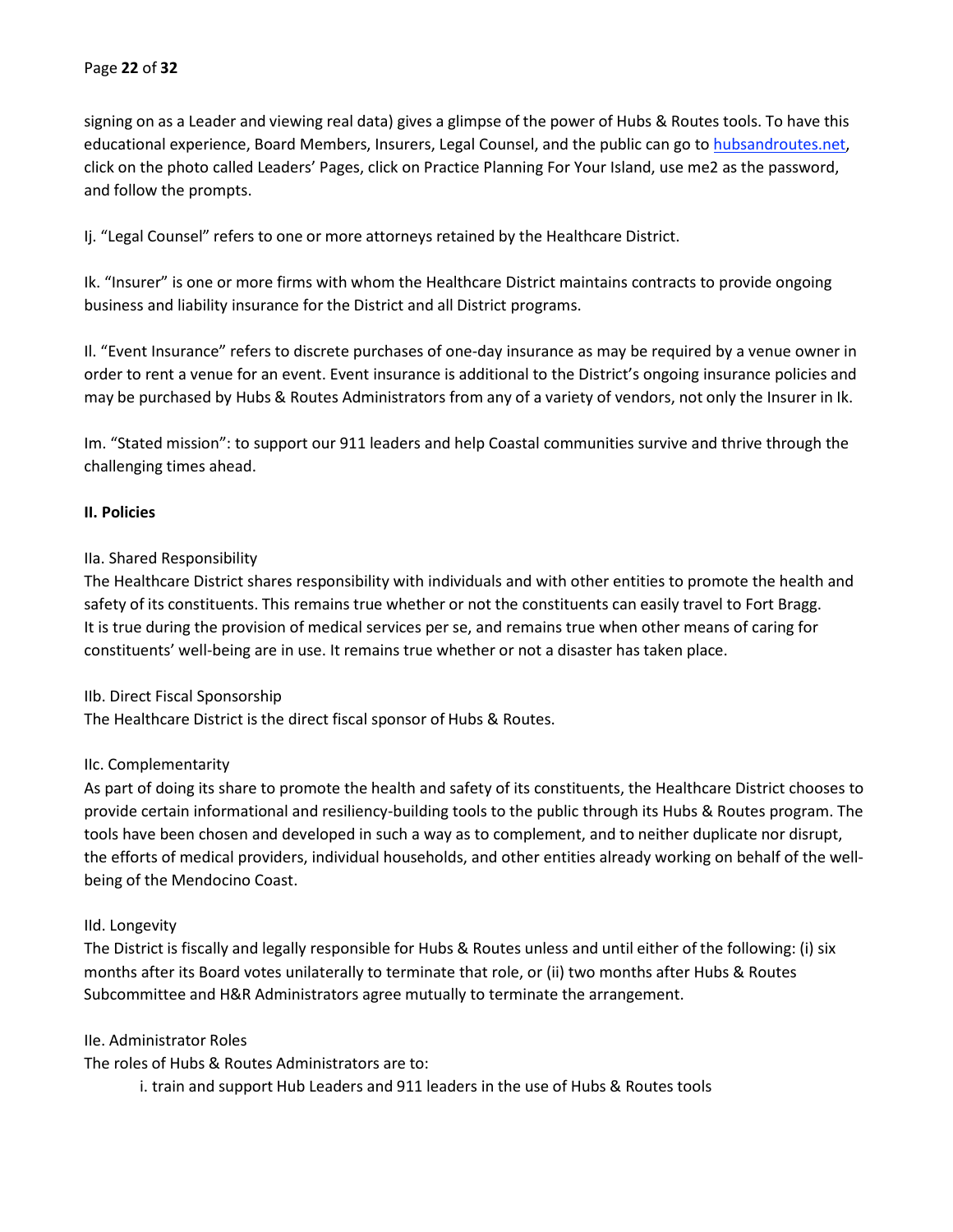signing on as a Leader and viewing real data) gives a glimpse of the power of Hubs & Routes tools. To have this educational experience, Board Members, Insurers, Legal Counsel, and the public can go to [hubsandroutes.net](hubsandroutes.net), click on the photo called Leaders' Pages, click on Practice Planning For Your Island, use me2 as the password, and follow the prompts.

Ij. "Legal Counsel" refers to one or more attorneys retained by the Healthcare District.

Ik. "Insurer" is one or more firms with whom the Healthcare District maintains contracts to provide ongoing business and liability insurance for the District and all District programs.

Il. "Event Insurance" refers to discrete purchases of one-day insurance as may be required by a venue owner in order to rent a venue for an event. Event insurance is additional to the District's ongoing insurance policies and may be purchased by Hubs & Routes Administrators from any of a variety of vendors, not only the Insurer in Ik.

Im. "Stated mission": to support our 911 leaders and help Coastal communities survive and thrive through the challenging times ahead.

**II. Policies**

IIa. Shared Responsibility

The Healthcare District shares responsibility with individuals and with other entities to promote the health and safety of its constituents. This remains true whether or not the constituents can easily travel to Fort Bragg. It is true during the provision of medical services per se, and remains true when other means of caring for constituents' well-being are in use. It remains true whether or not a disaster has taken place.

IIb. Direct Fiscal Sponsorship

The Healthcare District is the direct fiscal sponsor of Hubs & Routes.

IIc. Complementarity

As part of doing its share to promote the health and safety of its constituents, the Healthcare District chooses to provide certain informational and resiliency-building tools to the public through its Hubs & Routes program. The tools have been chosen and developed in such a way as to complement, and to neither duplicate nor disrupt, the efforts of medical providers, individual households, and other entities already working on behalf of the well-being of the Mendocino Coast.

IId. Longevity

The District is fiscally and legally responsible for Hubs & Routes unless and until either of the following: (i) six months after its Board votes unilaterally to terminate that role, or (ii) two months after Hubs & Routes Subcommittee and H&R Administrators agree mutually to terminate the arrangement.

IIe. Administrator Roles

The roles of Hubs & Routes Administrators are to:

i. train and support Hub Leaders and 911 leaders in the use of Hubs & Routes tools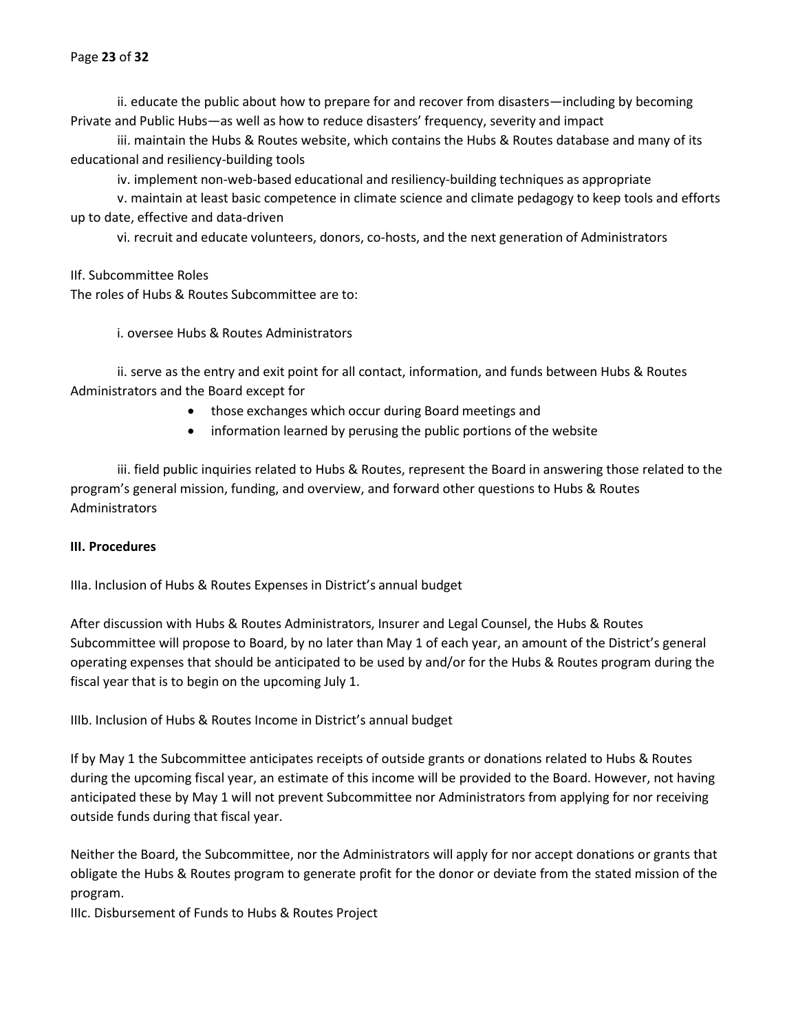ii. educate the public about how to prepare for and recover from disasters—including by becoming Private and Public Hubs—as well as how to reduce disasters' frequency, severity and impact

iii. maintain the Hubs & Routes website, which contains the Hubs & Routes database and many of its educational and resiliency-building tools

iv. implement non-web-based educational and resiliency-building techniques as appropriate

v. maintain at least basic competence in climate science and climate pedagogy to keep tools and efforts up to date, effective and data-driven

vi. recruit and educate volunteers, donors, co-hosts, and the next generation of Administrators

IIf. Subcommittee Roles

The roles of Hubs & Routes Subcommittee are to:

i. oversee Hubs & Routes Administrators

ii. serve as the entry and exit point for all contact, information, and funds between Hubs & Routes Administrators and the Board except for

- those exchanges which occur during Board meetings and
- information learned by perusing the public portions of the website

iii. field public inquiries related to Hubs & Routes, represent the Board in answering those related to the program's general mission, funding, and overview, and forward other questions to Hubs & Routes Administrators

**III. Procedures**

IIIa. Inclusion of Hubs & Routes Expenses in District's annual budget

After discussion with Hubs & Routes Administrators, Insurer and Legal Counsel, the Hubs & Routes Subcommittee will propose to Board, by no later than May 1 of each year, an amount of the District's general operating expenses that should be anticipated to be used by and/or for the Hubs & Routes program during the fiscal year that is to begin on the upcoming July 1.

IIIb. Inclusion of Hubs & Routes Income in District's annual budget

If by May 1 the Subcommittee anticipates receipts of outside grants or donations related to Hubs & Routes during the upcoming fiscal year, an estimate of this income will be provided to the Board. However, not having anticipated these by May 1 will not prevent Subcommittee nor Administrators from applying for nor receiving outside funds during that fiscal year.

Neither the Board, the Subcommittee, nor the Administrators will apply for nor accept donations or grants that obligate the Hubs & Routes program to generate profit for the donor or deviate from the stated mission of the program.

IIIc. Disbursement of Funds to Hubs & Routes Project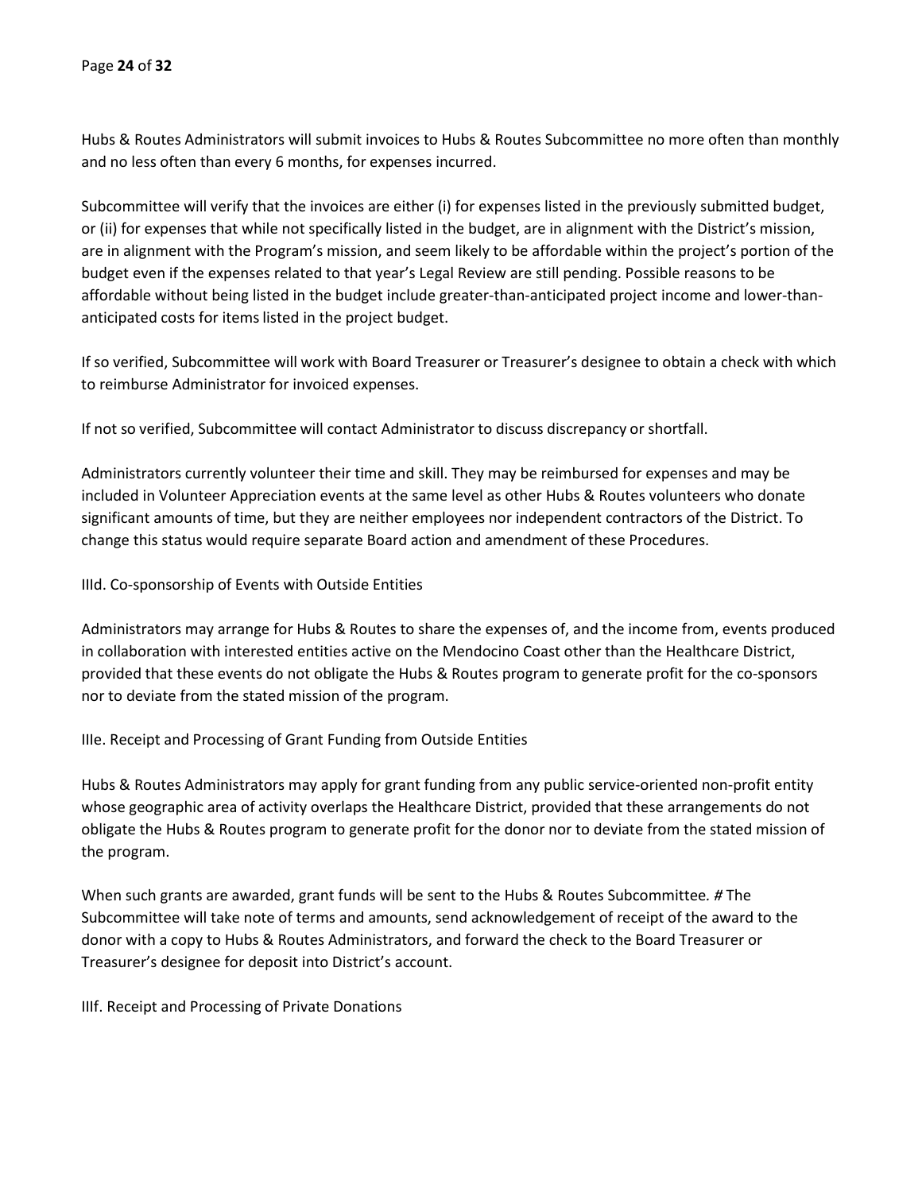Hubs & Routes Administrators will submit invoices to Hubs & Routes Subcommittee no more often than monthly and no less often than every 6 months, for expenses incurred.

Subcommittee will verify that the invoices are either (i) for expenses listed in the previously submitted budget, or (ii) for expenses that while not specifically listed in the budget, are in alignment with the District's mission, are in alignment with the Program's mission, and seem likely to be affordable within the project's portion of the budget even if the expenses related to that year's Legal Review are still pending. Possible reasons to be affordable without being listed in the budget include greater-than-anticipated project income and lower-than-anticipated costs for items listed in the project budget.

If so verified, Subcommittee will work with Board Treasurer or Treasurer's designee to obtain a check with which to reimburse Administrator for invoiced expenses.

If not so verified, Subcommittee will contact Administrator to discuss discrepancy or shortfall.

Administrators currently volunteer their time and skill. They may be reimbursed for expenses and may be included in Volunteer Appreciation events at the same level as other Hubs & Routes volunteers who donate significant amounts of time, but they are neither employees nor independent contractors of the District. To change this status would require separate Board action and amendment of these Procedures.

IIId. Co-sponsorship of Events with Outside Entities

Administrators may arrange for Hubs & Routes to share the expenses of, and the income from, events produced in collaboration with interested entities active on the Mendocino Coast other than the Healthcare District, provided that these events do not obligate the Hubs & Routes program to generate profit for the co-sponsors nor to deviate from the stated mission of the program.

IIIe. Receipt and Processing of Grant Funding from Outside Entities

Hubs & Routes Administrators may apply for grant funding from any public service-oriented non-profit entity whose geographic area of activity overlaps the Healthcare District, provided that these arrangements do not obligate the Hubs & Routes program to generate profit for the donor nor to deviate from the stated mission of the program.

When such grants are awarded, grant funds will be sent to the Hubs & Routes Subcommittee. # The Subcommittee will take note of terms and amounts, send acknowledgement of receipt of the award to the donor with a copy to Hubs & Routes Administrators, and forward the check to the Board Treasurer or Treasurer's designee for deposit into District's account.

IIIf. Receipt and Processing of Private Donations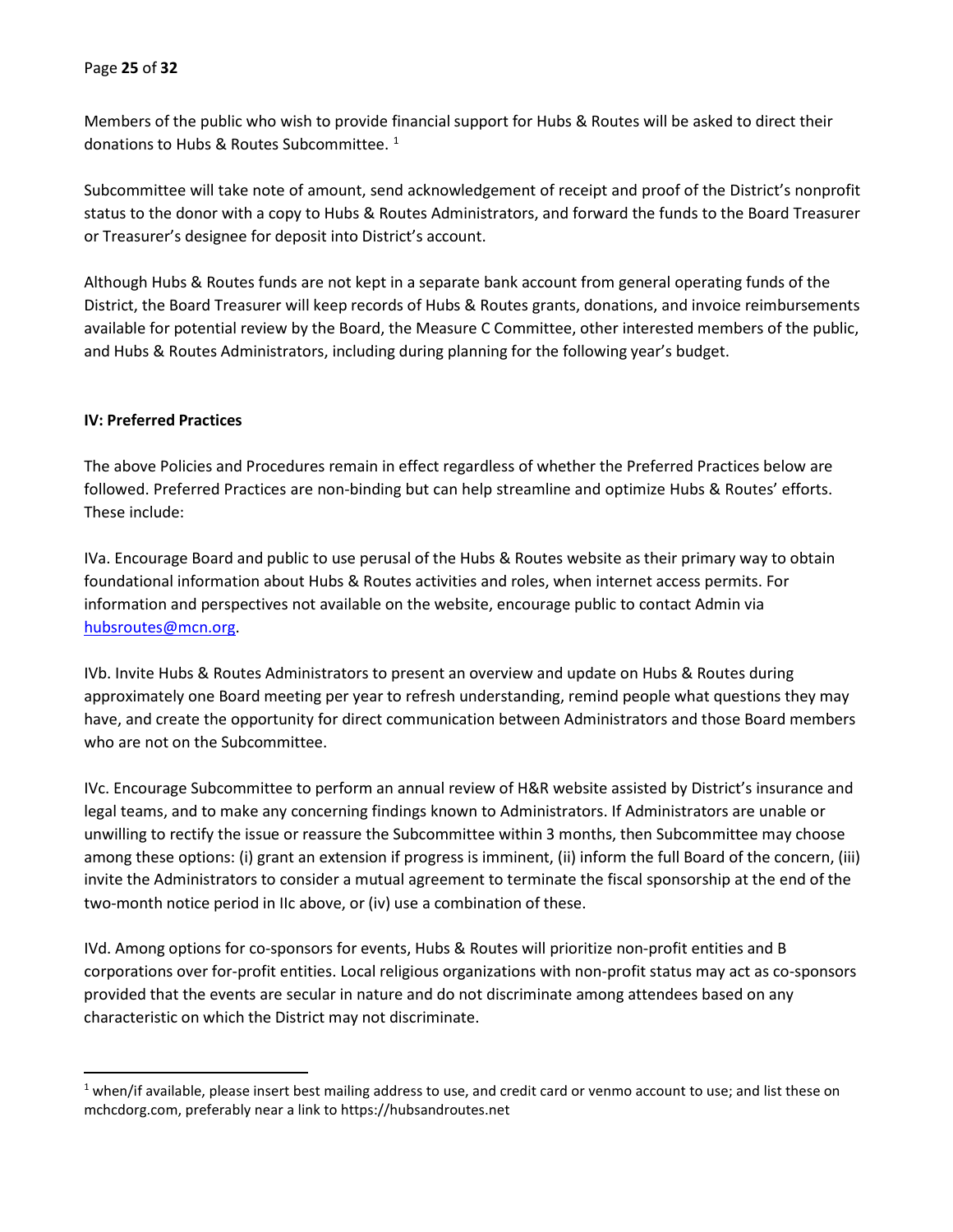Members of the public who wish to provide financial support for Hubs & Routes will be asked to direct their donations to Hubs & Routes Subcommittee. [1]

Subcommittee will take note of amount, send acknowledgement of receipt and proof of the District's nonprofit status to the donor with a copy to Hubs & Routes Administrators, and forward the funds to the Board Treasurer or Treasurer's designee for deposit into District's account.

Although Hubs & Routes funds are not kept in a separate bank account from general operating funds of the District, the Board Treasurer will keep records of Hubs & Routes grants, donations, and invoice reimbursements available for potential review by the Board, the Measure C Committee, other interested members of the public, and Hubs & Routes Administrators, including during planning for the following year's budget.

**IV: Preferred Practices**

The above Policies and Procedures remain in effect regardless of whether the Preferred Practices below are followed. Preferred Practices are non-binding but can help streamline and optimize Hubs & Routes' efforts. These include:

IVa. Encourage Board and public to use perusal of the Hubs & Routes website as their primary way to obtain foundational information about Hubs & Routes activities and roles, when internet access permits. For information and perspectives not available on the website, encourage public to contact Admin via hubsroutes@mcn.org.

IVb. Invite Hubs & Routes Administrators to present an overview and update on Hubs & Routes during approximately one Board meeting per year to refresh understanding, remind people what questions they may have, and create the opportunity for direct communication between Administrators and those Board members who are not on the Subcommittee.

IVc. Encourage Subcommittee to perform an annual review of H&R website assisted by District's insurance and legal teams, and to make any concerning findings known to Administrators. If Administrators are unable or unwilling to rectify the issue or reassure the Subcommittee within 3 months, then Subcommittee may choose among these options: (i) grant an extension if progress is imminent, (ii) inform the full Board of the concern, (iii) invite the Administrators to consider a mutual agreement to terminate the fiscal sponsorship at the end of the two-month notice period in IIc above, or (iv) use a combination of these.

IVd. Among options for co-sponsors for events, Hubs & Routes will prioritize non-profit entities and B corporations over for-profit entities. Local religious organizations with non-profit status may act as co-sponsors provided that the events are secular in nature and do not discriminate among attendees based on any characteristic on which the District may not discriminate.

---

[1] when/if available, please insert best mailing address to use, and credit card or venmo account to use; and list these on mchcdorg.com, preferably near a link to https://hubsandroutes.net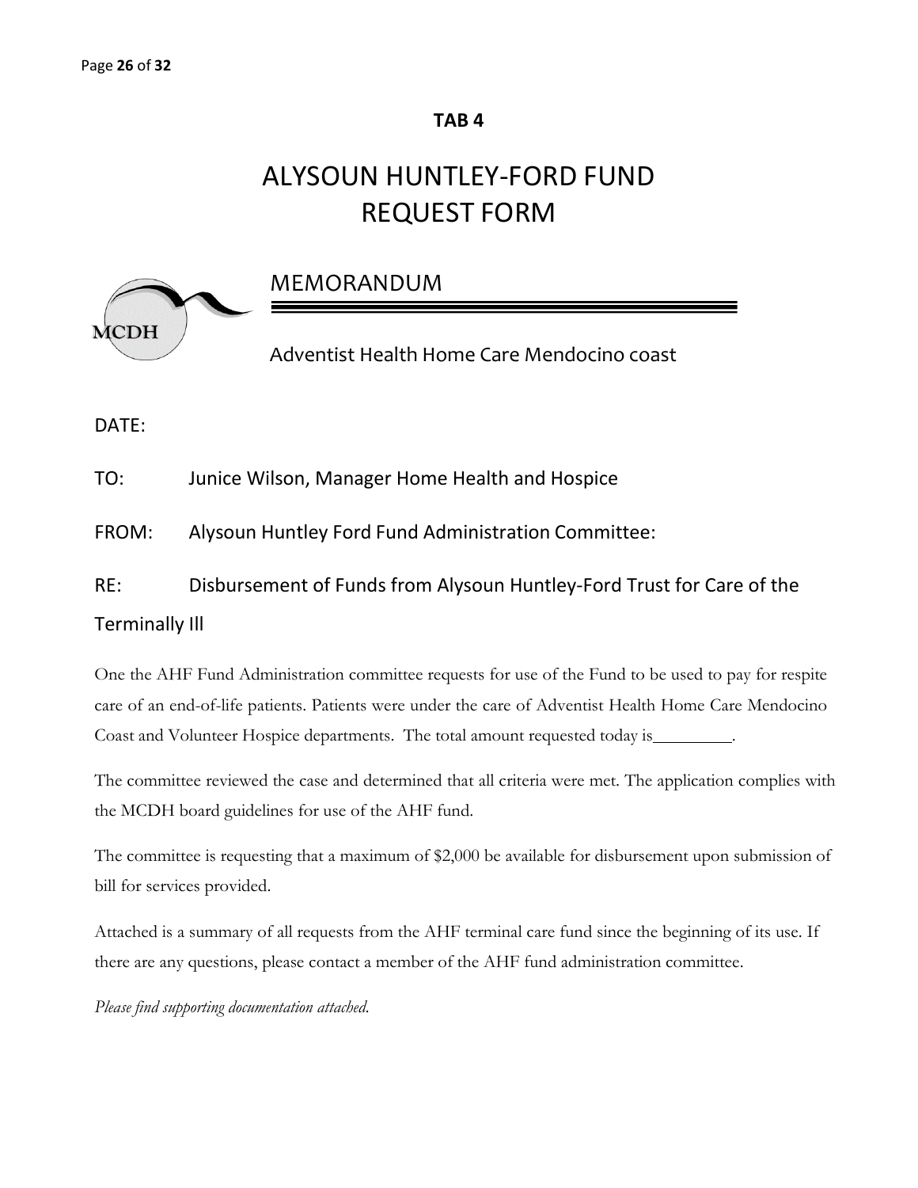**TAB 4**

# ALYSOUN HUNTLEY-FORD FUND REQUEST FORM

MCDH

## MEMORANDUM

Adventist Health Home Care Mendocino coast

DATE:

TO: Junice Wilson, Manager Home Health and Hospice

FROM: Alysoun Huntley Ford Fund Administration Committee:

RE: Disbursement of Funds from Alysoun Huntley-Ford Trust for Care of the Terminally Ill

One the AHF Fund Administration committee requests for use of the Fund to be used to pay for respite care of an end-of-life patients. Patients were under the care of Adventist Health Home Care Mendocino Coast and Volunteer Hospice departments. The total amount requested today is_________.

The committee reviewed the case and determined that all criteria were met. The application complies with the MCDH board guidelines for use of the AHF fund.

The committee is requesting that a maximum of $2,000 be available for disbursement upon submission of bill for services provided.

Attached is a summary of all requests from the AHF terminal care fund since the beginning of its use. If there are any questions, please contact a member of the AHF fund administration committee.

*Please find supporting documentation attached.*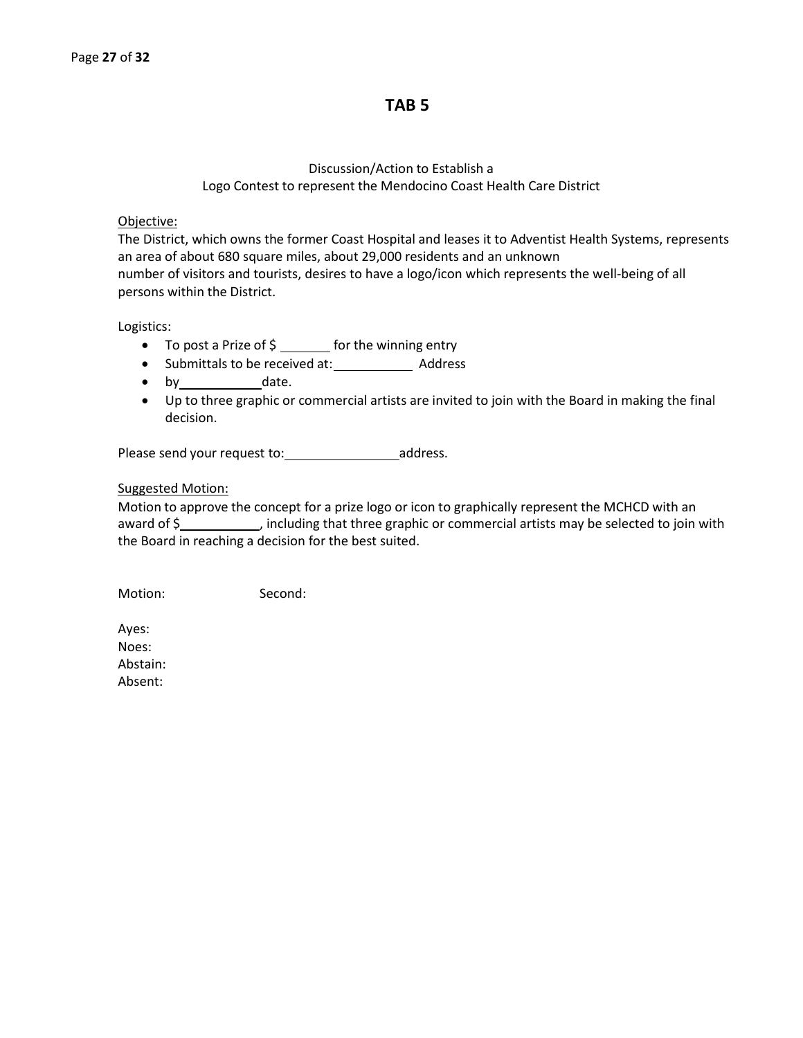# TAB 5

Discussion/Action to Establish a
Logo Contest to represent the Mendocino Coast Health Care District

Objective:
The District, which owns the former Coast Hospital and leases it to Adventist Health Systems, represents an area of about 680 square miles, about 29,000 residents and an unknown number of visitors and tourists, desires to have a logo/icon which represents the well-being of all persons within the District.

Logistics:

- To post a Prize of $ _______ for the winning entry
- Submittals to be received at: ___________ Address
- by ___________ date.
- Up to three graphic or commercial artists are invited to join with the Board in making the final decision.

Please send your request to: ________________ address.

Suggested Motion:
Motion to approve the concept for a prize logo or icon to graphically represent the MCHCD with an award of $___________, including that three graphic or commercial artists may be selected to join with the Board in reaching a decision for the best suited.

Motion: Second:

Ayes:
Noes:
Abstain:
Absent: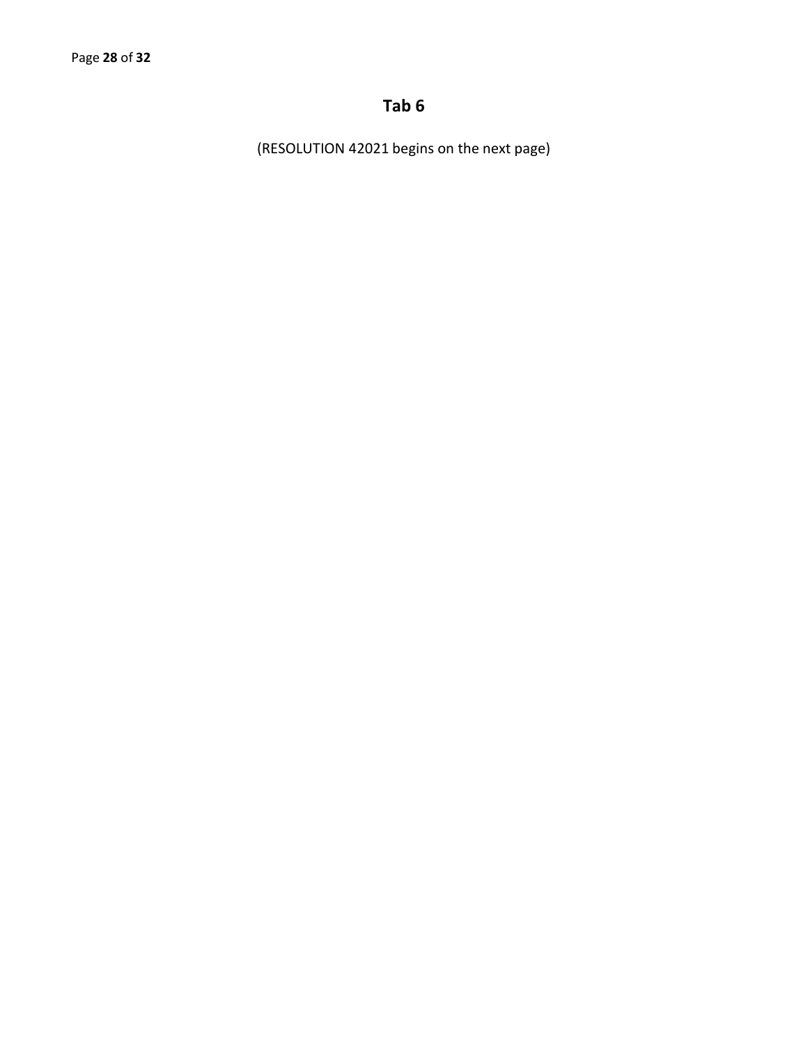# Tab 6

(RESOLUTION 42021 begins on the next page)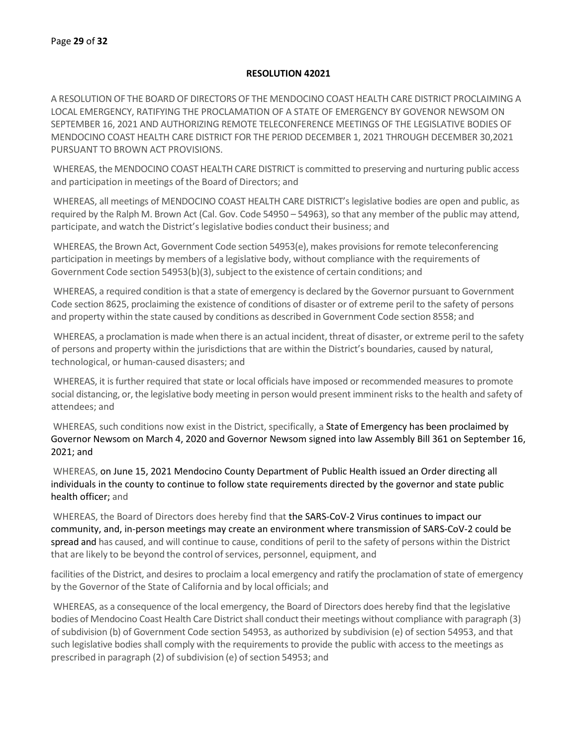**RESOLUTION 42021**

A RESOLUTION OF THE BOARD OF DIRECTORS OF THE MENDOCINO COAST HEALTH CARE DISTRICT PROCLAIMING A LOCAL EMERGENCY, RATIFYING THE PROCLAMATION OF A STATE OF EMERGENCY BY GOVENOR NEWSOM ON SEPTEMBER 16, 2021 AND AUTHORIZING REMOTE TELECONFERENCE MEETINGS OF THE LEGISLATIVE BODIES OF MENDOCINO COAST HEALTH CARE DISTRICT FOR THE PERIOD DECEMBER 1, 2021 THROUGH DECEMBER 30,2021 PURSUANT TO BROWN ACT PROVISIONS.

WHEREAS, the MENDOCINO COAST HEALTH CARE DISTRICT is committed to preserving and nurturing public access and participation in meetings of the Board of Directors; and

WHEREAS, all meetings of MENDOCINO COAST HEALTH CARE DISTRICT's legislative bodies are open and public, as required by the Ralph M. Brown Act (Cal. Gov. Code 54950 – 54963), so that any member of the public may attend, participate, and watch the District's legislative bodies conduct their business; and

WHEREAS, the Brown Act, Government Code section 54953(e), makes provisions for remote teleconferencing participation in meetings by members of a legislative body, without compliance with the requirements of Government Code section 54953(b)(3), subject to the existence of certain conditions; and

WHEREAS, a required condition is that a state of emergency is declared by the Governor pursuant to Government Code section 8625, proclaiming the existence of conditions of disaster or of extreme peril to the safety of persons and property within the state caused by conditions as described in Government Code section 8558; and

WHEREAS, a proclamation is made when there is an actual incident, threat of disaster, or extreme peril to the safety of persons and property within the jurisdictions that are within the District's boundaries, caused by natural, technological, or human-caused disasters; and

WHEREAS, it is further required that state or local officials have imposed or recommended measures to promote social distancing, or, the legislative body meeting in person would present imminent risks to the health and safety of attendees; and

WHEREAS, such conditions now exist in the District, specifically, a State of Emergency has been proclaimed by Governor Newsom on March 4, 2020 and Governor Newsom signed into law Assembly Bill 361 on September 16, 2021; and

WHEREAS, on June 15, 2021 Mendocino County Department of Public Health issued an Order directing all individuals in the county to continue to follow state requirements directed by the governor and state public health officer; and

WHEREAS, the Board of Directors does hereby find that the SARS-CoV-2 Virus continues to impact our community, and, in-person meetings may create an environment where transmission of SARS-CoV-2 could be spread and has caused, and will continue to cause, conditions of peril to the safety of persons within the District that are likely to be beyond the control of services, personnel, equipment, and facilities of the District, and desires to proclaim a local emergency and ratify the proclamation of state of emergency by the Governor of the State of California and by local officials; and

WHEREAS, as a consequence of the local emergency, the Board of Directors does hereby find that the legislative bodies of Mendocino Coast Health Care District shall conduct their meetings without compliance with paragraph (3) of subdivision (b) of Government Code section 54953, as authorized by subdivision (e) of section 54953, and that such legislative bodies shall comply with the requirements to provide the public with access to the meetings as prescribed in paragraph (2) of subdivision (e) of section 54953; and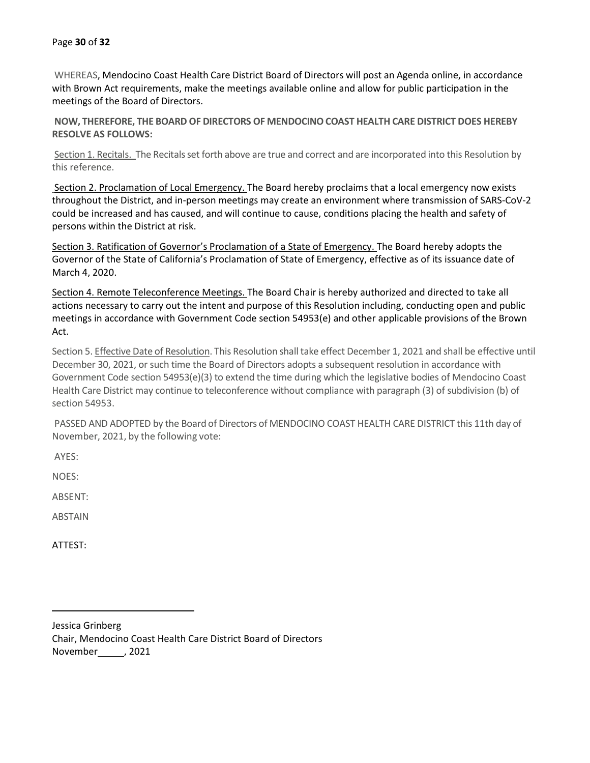WHEREAS, Mendocino Coast Health Care District Board of Directors will post an Agenda online, in accordance with Brown Act requirements, make the meetings available online and allow for public participation in the meetings of the Board of Directors.

**NOW, THEREFORE, THE BOARD OF DIRECTORS OF MENDOCINO COAST HEALTH CARE DISTRICT DOES HEREBY RESOLVE AS FOLLOWS:**

<u>Section 1. Recitals.</u> The Recitals set forth above are true and correct and are incorporated into this Resolution by this reference.

<u>Section 2. Proclamation of Local Emergency.</u> The Board hereby proclaims that a local emergency now exists throughout the District, and in-person meetings may create an environment where transmission of SARS-CoV-2 could be increased and has caused, and will continue to cause, conditions placing the health and safety of persons within the District at risk.

<u>Section 3. Ratification of Governor's Proclamation of a State of Emergency.</u> The Board hereby adopts the Governor of the State of California's Proclamation of State of Emergency, effective as of its issuance date of March 4, 2020.

<u>Section 4. Remote Teleconference Meetings.</u> The Board Chair is hereby authorized and directed to take all actions necessary to carry out the intent and purpose of this Resolution including, conducting open and public meetings in accordance with Government Code section 54953(e) and other applicable provisions of the Brown Act.

Section 5. <u>Effective Date of Resolution</u>. This Resolution shall take effect December 1, 2021 and shall be effective until December 30, 2021, or such time the Board of Directors adopts a subsequent resolution in accordance with Government Code section 54953(e)(3) to extend the time during which the legislative bodies of Mendocino Coast Health Care District may continue to teleconference without compliance with paragraph (3) of subdivision (b) of section 54953.

PASSED AND ADOPTED by the Board of Directors of MENDOCINO COAST HEALTH CARE DISTRICT this 11th day of November, 2021, by the following vote:

AYES:

NOES:

ABSENT:

ABSTAIN

ATTEST:

\_\_\_\_\_\_\_\_\_\_\_\_\_\_\_\_\_\_\_\_\_\_\_\_\_\_\_\_

Jessica Grinberg  
Chair, Mendocino Coast Health Care District Board of Directors  
November\_\_\_\_\_, 2021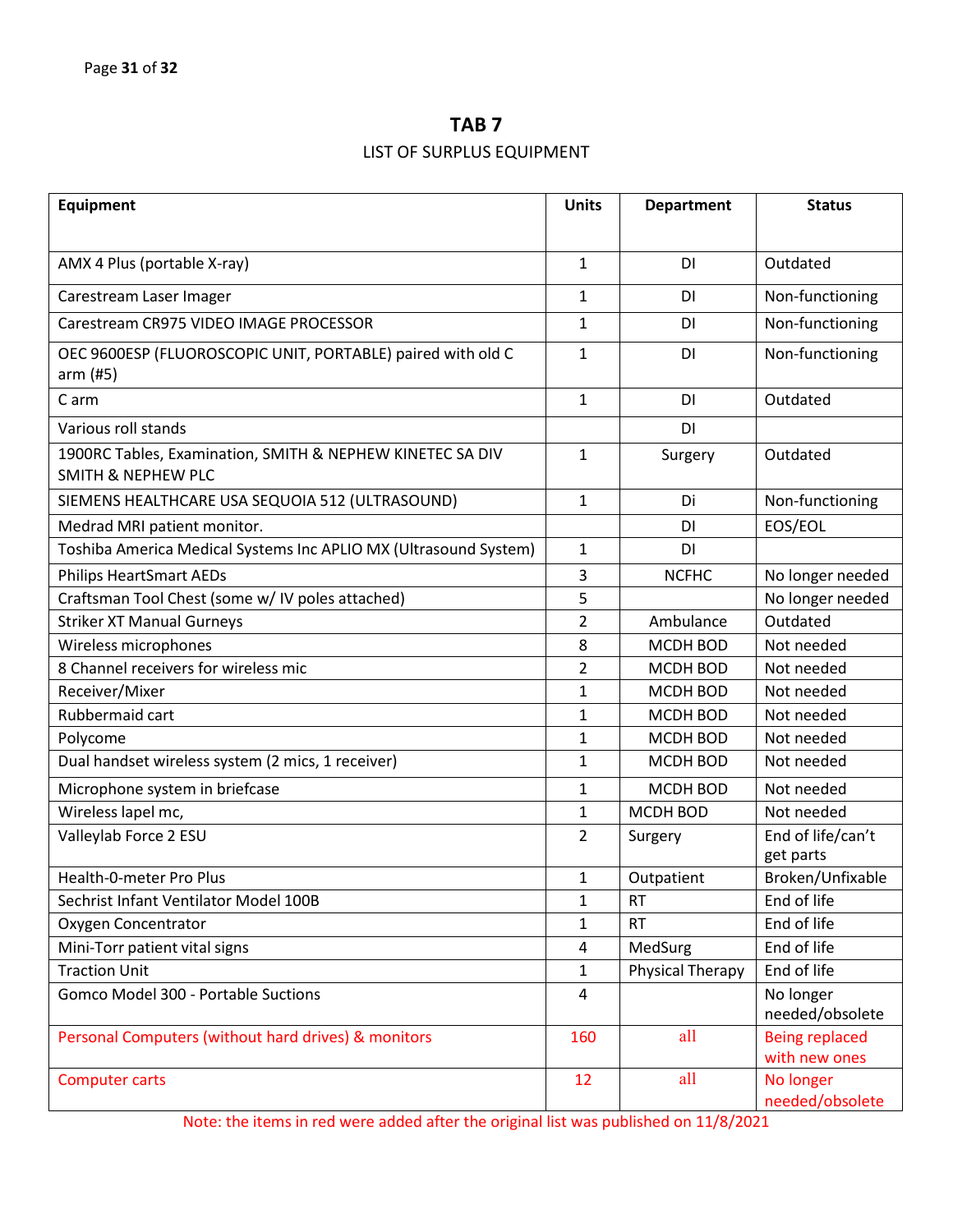## TAB 7

LIST OF SURPLUS EQUIPMENT

| Equipment | Units | Department | Status |
|---|---|---|---|
| AMX 4 Plus (portable X-ray) | 1 | DI | Outdated |
| Carestream Laser Imager | 1 | DI | Non-functioning |
| Carestream CR975 VIDEO IMAGE PROCESSOR | 1 | DI | Non-functioning |
| OEC 9600ESP (FLUOROSCOPIC UNIT, PORTABLE) paired with old C arm (#5) | 1 | DI | Non-functioning |
| C arm | 1 | DI | Outdated |
| Various roll stands | | DI | |
| 1900RC Tables, Examination, SMITH & NEPHEW KINETEC SA DIV SMITH & NEPHEW PLC | 1 | Surgery | Outdated |
| SIEMENS HEALTHCARE USA SEQUOIA 512 (ULTRASOUND) | 1 | Di | Non-functioning |
| Medrad MRI patient monitor. | | DI | EOS/EOL |
| Toshiba America Medical Systems Inc APLIO MX (Ultrasound System) | 1 | DI | |
| Philips HeartSmart AEDs | 3 | NCFHC | No longer needed |
| Craftsman Tool Chest (some w/ IV poles attached) | 5 | | No longer needed |
| Striker XT Manual Gurneys | 2 | Ambulance | Outdated |
| Wireless microphones | 8 | MCDH BOD | Not needed |
| 8 Channel receivers for wireless mic | 2 | MCDH BOD | Not needed |
| Receiver/Mixer | 1 | MCDH BOD | Not needed |
| Rubbermaid cart | 1 | MCDH BOD | Not needed |
| Polycome | 1 | MCDH BOD | Not needed |
| Dual handset wireless system (2 mics, 1 receiver) | 1 | MCDH BOD | Not needed |
| Microphone system in briefcase | 1 | MCDH BOD | Not needed |
| Wireless lapel mc, | 1 | MCDH BOD | Not needed |
| Valleylab Force 2 ESU | 2 | Surgery | End of life/can't get parts |
| Health-0-meter Pro Plus | 1 | Outpatient | Broken/Unfixable |
| Sechrist Infant Ventilator Model 100B | 1 | RT | End of life |
| Oxygen Concentrator | 1 | RT | End of life |
| Mini-Torr patient vital signs | 4 | MedSurg | End of life |
| Traction Unit | 1 | Physical Therapy | End of life |
| Gomco Model 300 - Portable Suctions | 4 | | No longer needed/obsolete |
| Personal Computers (without hard drives) & monitors | 160 | all | Being replaced with new ones |
| Computer carts | 12 | all | No longer needed/obsolete |

Note: the items in red were added after the original list was published on 11/8/2021